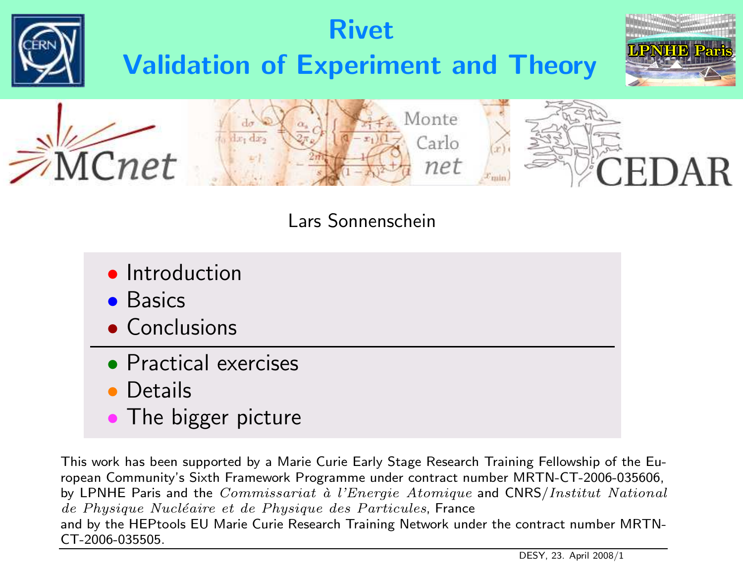# Rivet

## Validation of Experiment and Theory

Lars Sonnenschein

- Introduction
- Basics
- Conclusions

---

- Practical exercises
- Details
- The bigger picture

This work has been supported by a Marie Curie Early Stage Research Training Fellowship of the European Community's Sixth Framework Programme under contract number MRTN-CT-2006-035606, by LPNHE Paris and the *Commissariat à l'Energie Atomique* and CNRS/*Institut National de Physique Nucléaire et de Physique des Particules*, France and by the HEPtools EU Marie Curie Research Training Network under the contract number MRTN-CT-2006-035505.

DESY, 23. April 2008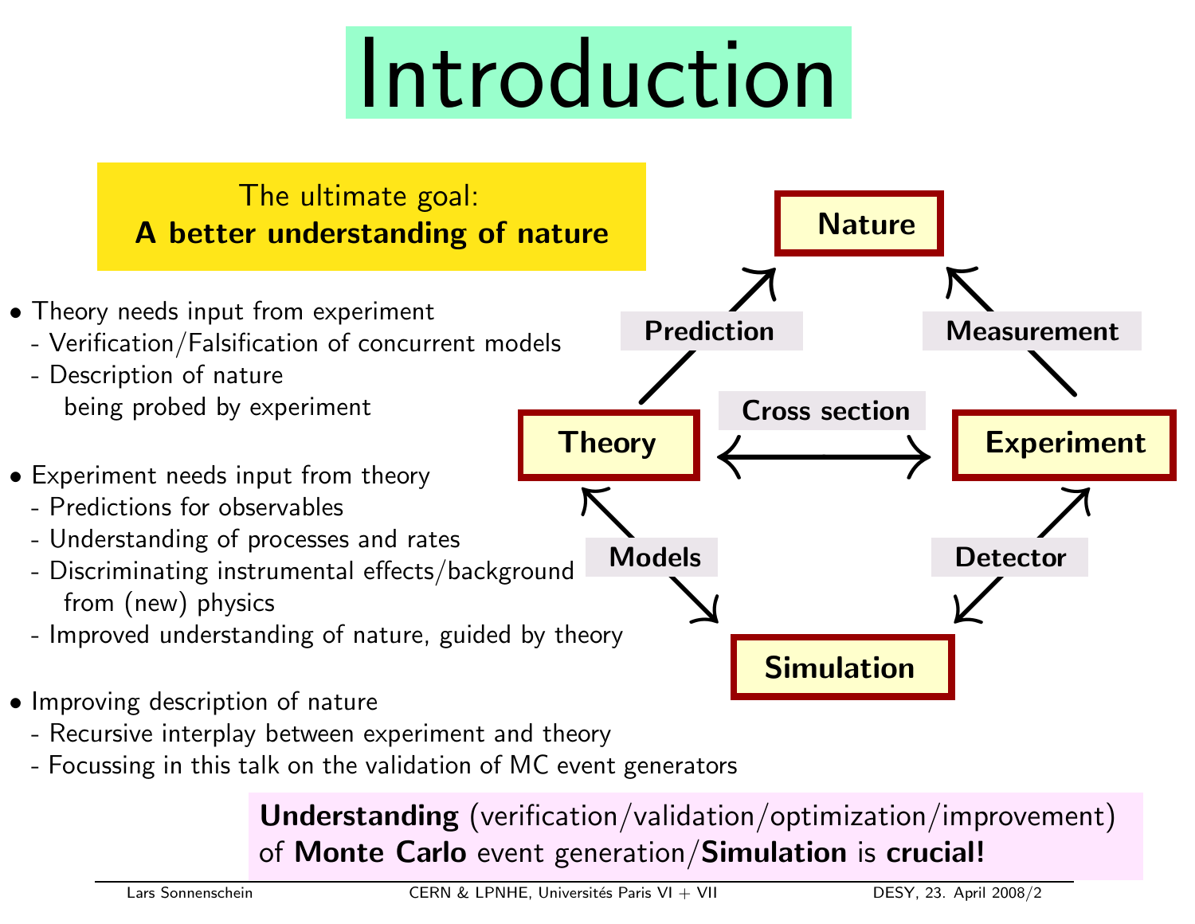# Introduction

The ultimate goal:
**A better understanding of nature**

- Theory needs input from experiment
  - Verification/Falsification of concurrent models
  - Description of nature being probed by experiment
- Experiment needs input from theory
  - Predictions for observables
  - Understanding of processes and rates
  - Discriminating instrumental effects/background from (new) physics
  - Improved understanding of nature, guided by theory
- Improving description of nature
  - Recursive interplay between experiment and theory
  - Focussing in this talk on the validation of MC event generators

**Nature**

**Prediction** — **Measurement**

**Theory** — **Cross section** — **Experiment**

**Models** — **Detector**

**Simulation**

**Understanding** (verification/validation/optimization/improvement) of **Monte Carlo** event generation/**Simulation** is **crucial!**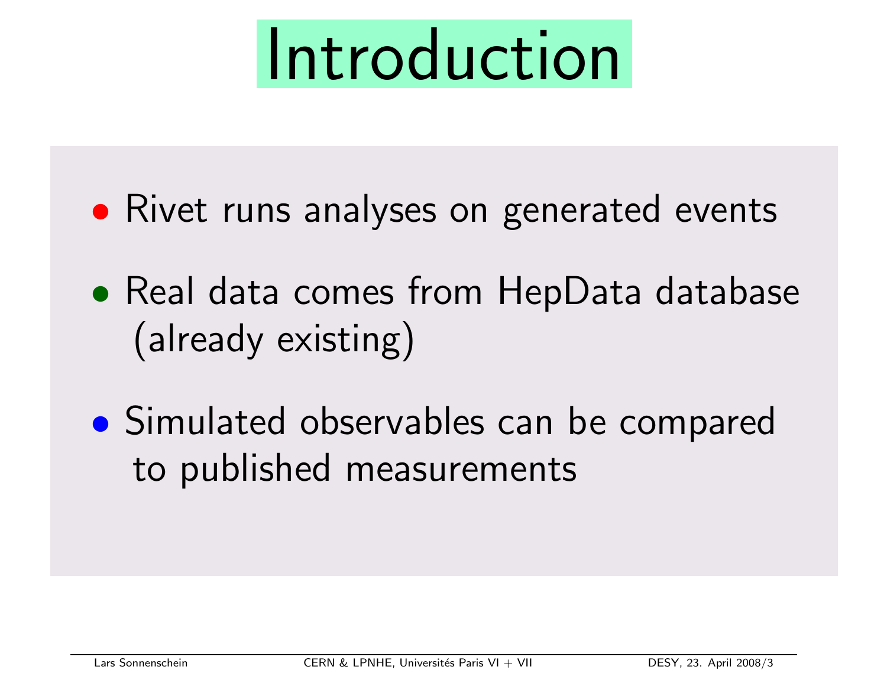# Introduction

- Rivet runs analyses on generated events
- Real data comes from HepData database (already existing)
- Simulated observables can be compared to published measurements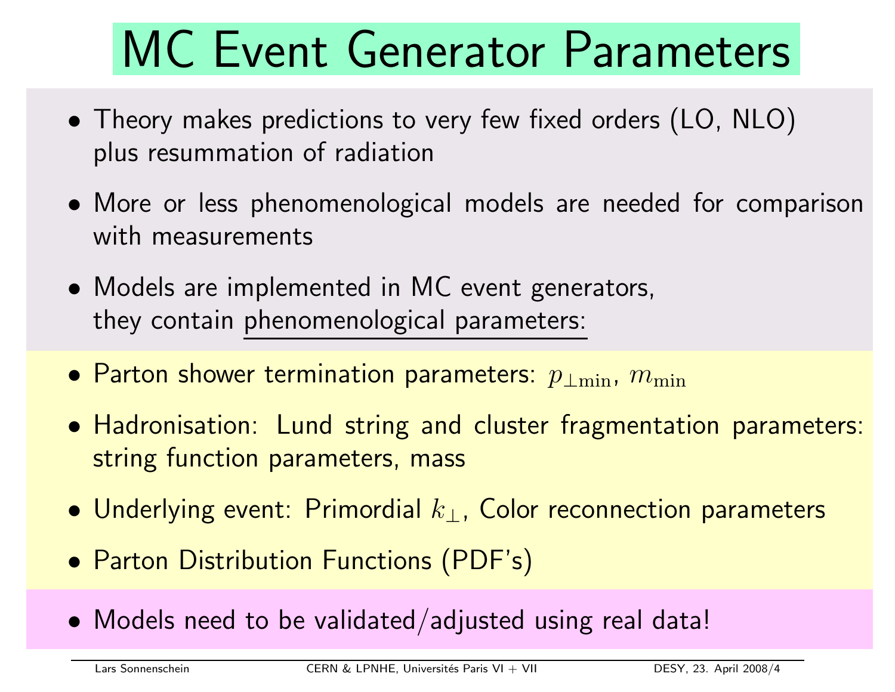# MC Event Generator Parameters

- Theory makes predictions to very few fixed orders (LO, NLO) plus resummation of radiation
- More or less phenomenological models are needed for comparison with measurements
- Models are implemented in MC event generators, they contain phenomenological parameters:

- Parton shower termination parameters: $p_{\perp\min}$, $m_{\min}$
- Hadronisation: Lund string and cluster fragmentation parameters: string function parameters, mass
- Underlying event: Primordial $k_\perp$, Color reconnection parameters
- Parton Distribution Functions (PDF's)

- Models need to be validated/adjusted using real data!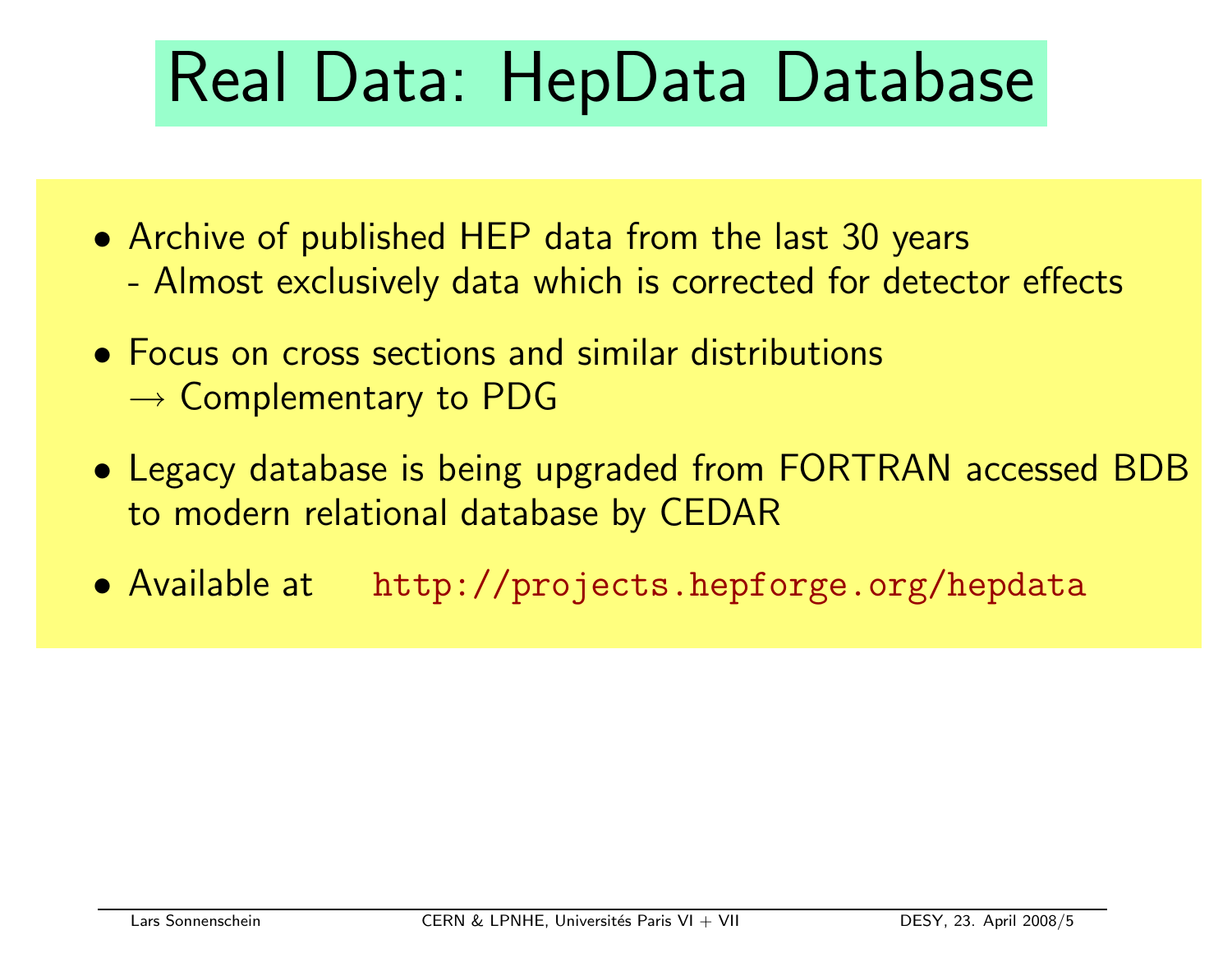# Real Data: HepData Database

- Archive of published HEP data from the last 30 years
  - Almost exclusively data which is corrected for detector effects
- Focus on cross sections and similar distributions
  $\rightarrow$ Complementary to PDG
- Legacy database is being upgraded from FORTRAN accessed BDB to modern relational database by CEDAR
- Available at `http://projects.hepforge.org/hepdata`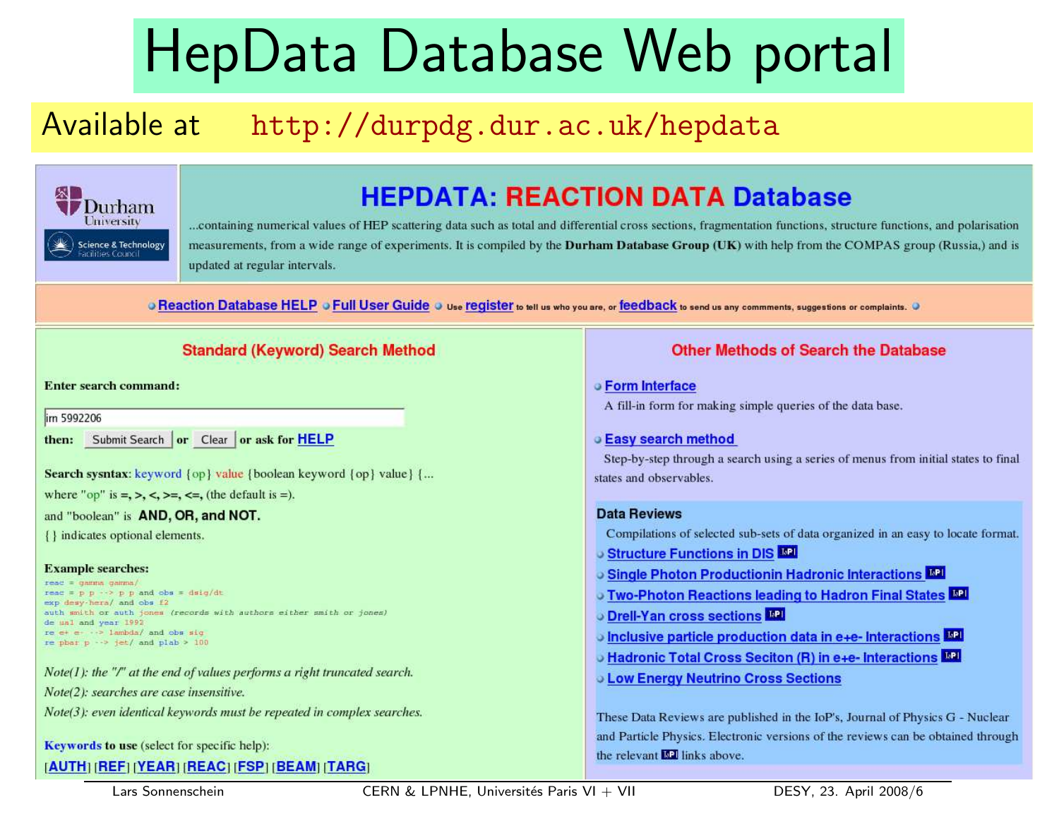# HepData Database Web portal

Available at http://durpdg.dur.ac.uk/hepdata

Durham University

Science & Technology Facilities Council

## HEPDATA: REACTION DATA Database

...containing numerical values of HEP scattering data such as total and differential cross sections, fragmentation functions, structure functions, and polarisation measurements, from a wide range of experiments. It is compiled by the **Durham Database Group (UK)** with help from the COMPAS group (Russia,) and is updated at regular intervals.

Reaction Database HELP • Full User Guide • Use register to tell us who you are, or feedback to send us any commments, suggestions or complaints.

### Standard (Keyword) Search Method

**Enter search command:**

irn 5992206

**then:** Submit Search **or** Clear **or ask for** HELP

**Search sysntax**: keyword {op} value {boolean keyword {op} value} {...

where "op" is =, >, <, >=, <=, (the default is =).

and "boolean" is **AND, OR, and NOT.**

{ } indicates optional elements.

**Example searches:**

```
reac = gamma gamma/
reac = p p --> p p and obs = dsig/dt
exp desy-hera/ and obs f2
auth smith or auth jones (records with authors either smith or jones)
de ua1 and year 1992
re e+ e- --> lambda/ and obs sig
re pbar p --> jet/ and plab > 100
```

*Note(1): the "/" at the end of values performs a right truncated search.*

*Note(2): searches are case insensitive.*

*Note(3): even identical keywords must be repeated in complex searches.*

**Keywords to use** (select for specific help):

[AUTH] [REF] [YEAR] [REAC] [FSP] [BEAM] [TARG]

### Other Methods of Search the Database

- **Form Interface**
  A fill-in form for making simple queries of the data base.
- **Easy search method**
  Step-by-step through a search using a series of menus from initial states to final states and observables.

**Data Reviews**

Compilations of selected sub-sets of data organized in an easy to locate format.

- Structure Functions in DIS
- Single Photon Productionin Hadronic Interactions
- Two-Photon Reactions leading to Hadron Final States
- Drell-Yan cross sections
- Inclusive particle production data in e+e- Interactions
- Hadronic Total Cross Seciton (R) in e+e- Interactions
- Low Energy Neutrino Cross Sections

These Data Reviews are published in the IoP's, Journal of Physics G - Nuclear and Particle Physics. Electronic versions of the reviews can be obtained through the relevant IoP links above.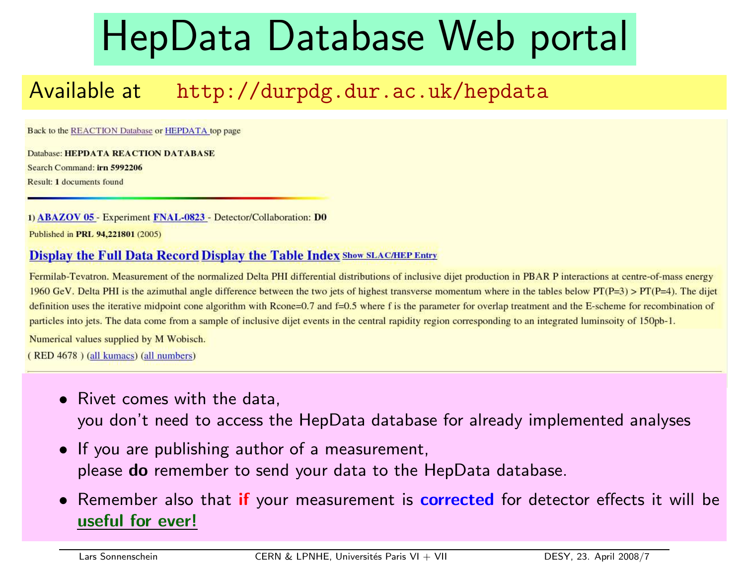# HepData Database Web portal

Available at http://durpdg.dur.ac.uk/hepdata

Back to the REACTION Database or HEPDATA top page

Database: **HEPDATA REACTION DATABASE**
Search Command: **irn 5992206**
Result: **1** documents found

1) ABAZOV 05 - Experiment FNAL-0823 - Detector/Collaboration: **D0**
Published in **PRL 94,221801** (2005)

**Display the Full Data Record** **Display the Table Index** **Show SLAC/HEP Entry**

Fermilab-Tevatron. Measurement of the normalized Delta PHI differential distributions of inclusive dijet production in PBAR P interactions at centre-of-mass energy 1960 GeV. Delta PHI is the azimuthal angle difference between the two jets of highest transverse momentum where in the tables below PT(P=3) > PT(P=4). The dijet definition uses the iterative midpoint cone algorithm with Rcone=0.7 and f=0.5 where f is the parameter for overlap treatment and the E-scheme for recombination of particles into jets. The data come from a sample of inclusive dijet events in the central rapidity region corresponding to an integrated luminsoity of 150pb-1.

Numerical values supplied by M Wobisch.

( RED 4678 ) (all kumacs) (all numbers)

- Rivet comes with the data,
  you don't need to access the HepData database for already implemented analyses
- If you are publishing author of a measurement,
  please **do** remember to send your data to the HepData database.
- Remember also that **if** your measurement is **corrected** for detector effects it will be **useful for ever!**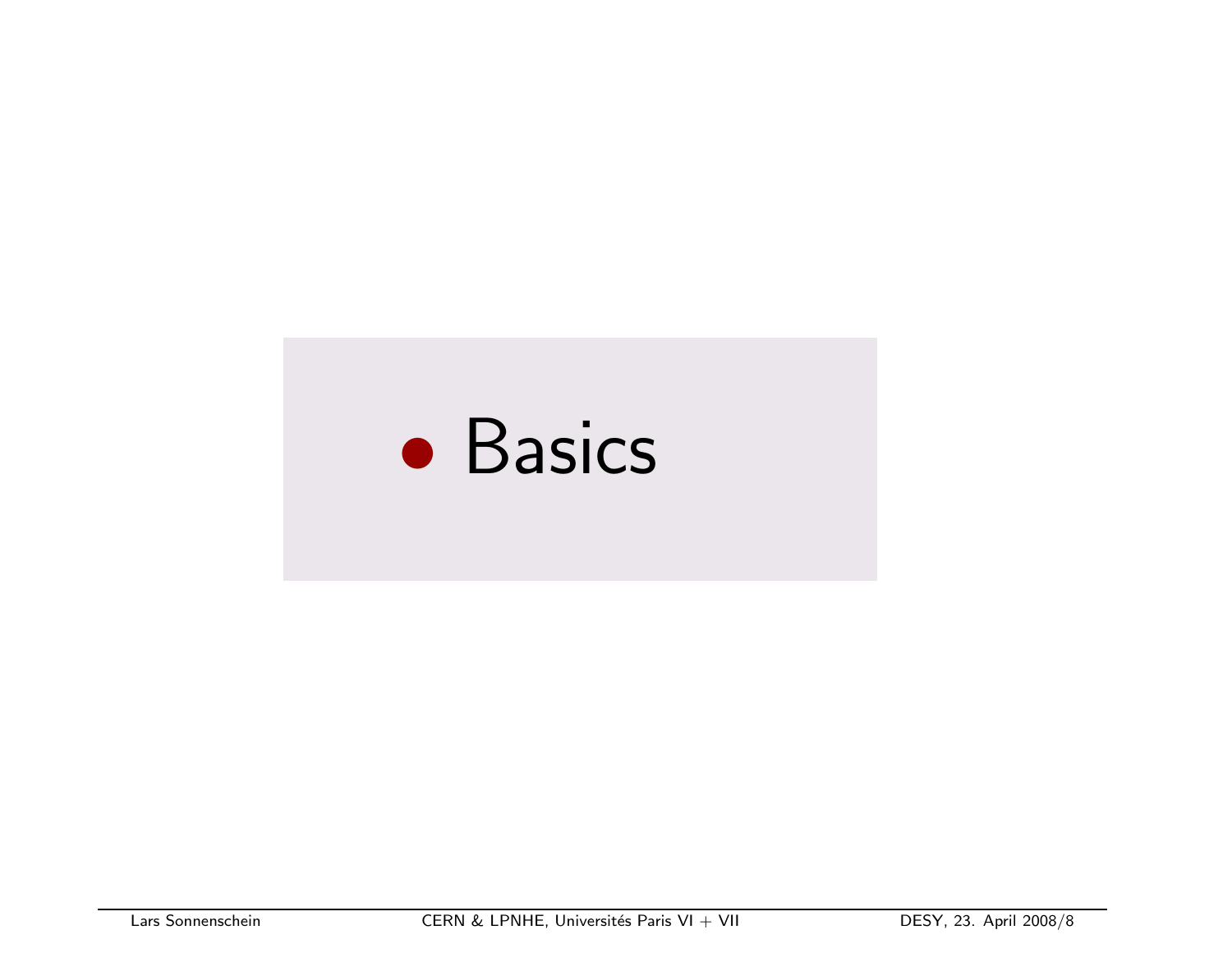- Basics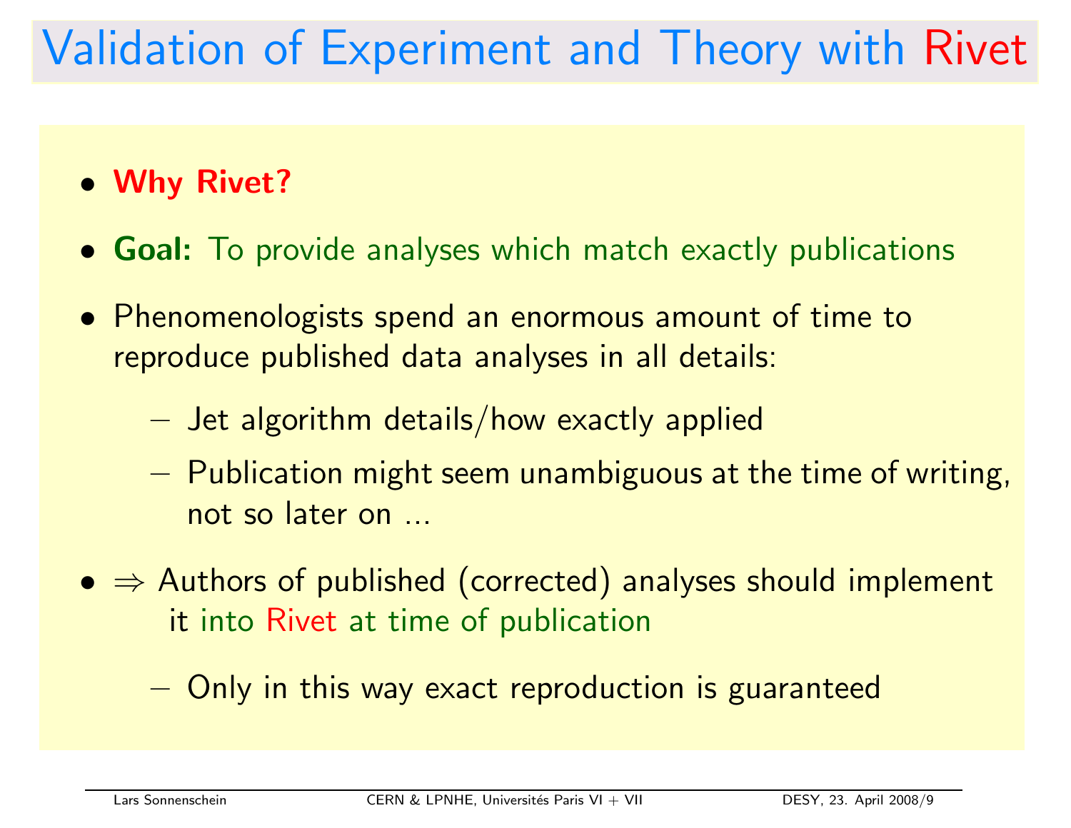# Validation of Experiment and Theory with Rivet

- **Why Rivet?**
- **Goal:** To provide analyses which match exactly publications
- Phenomenologists spend an enormous amount of time to reproduce published data analyses in all details:
  - Jet algorithm details/how exactly applied
  - Publication might seem unambiguous at the time of writing, not so later on ...
- $\Rightarrow$ Authors of published (corrected) analyses should implement it into Rivet at time of publication
  - Only in this way exact reproduction is guaranteed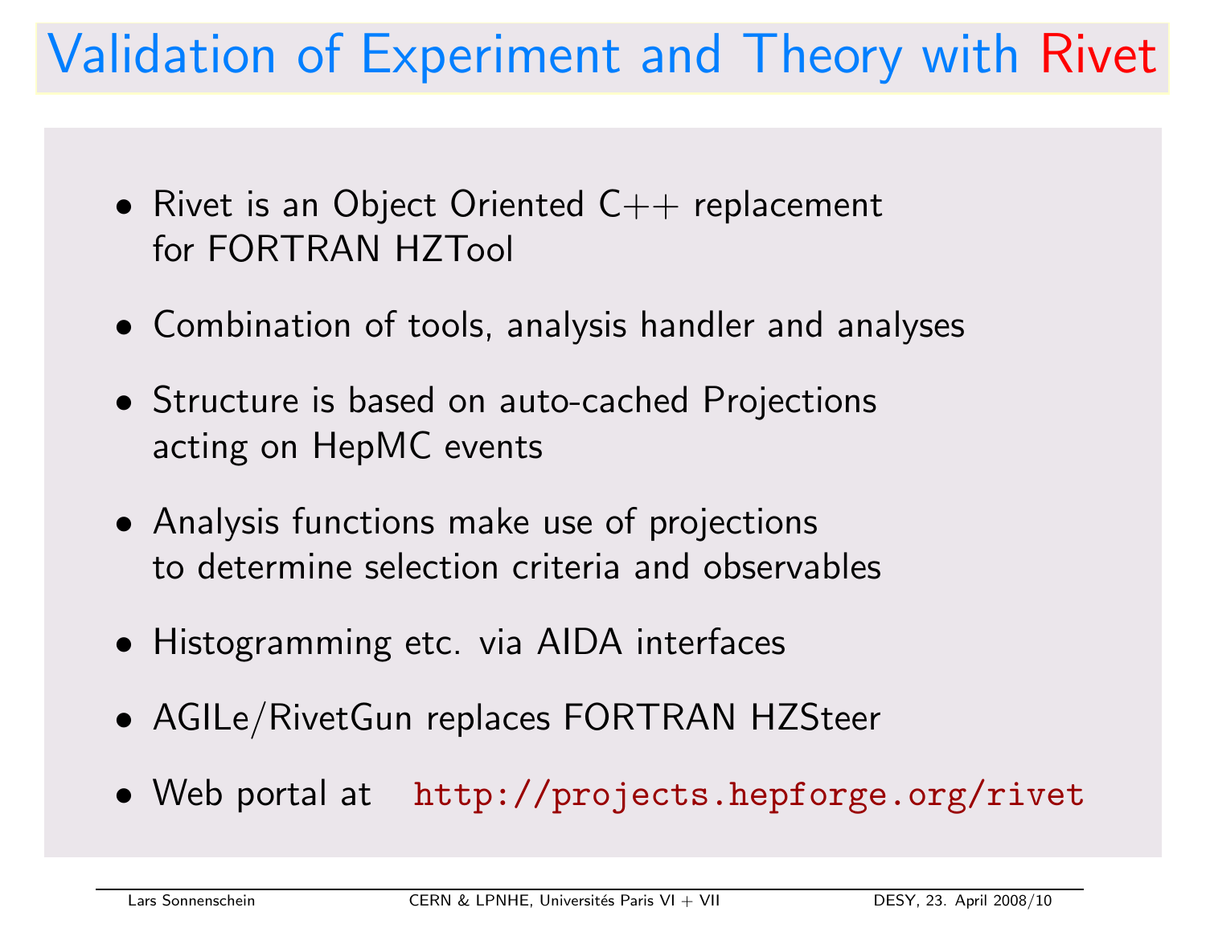# Validation of Experiment and Theory with Rivet

- Rivet is an Object Oriented C++ replacement for FORTRAN HZTool
- Combination of tools, analysis handler and analyses
- Structure is based on auto-cached Projections acting on HepMC events
- Analysis functions make use of projections to determine selection criteria and observables
- Histogramming etc. via AIDA interfaces
- AGILe/RivetGun replaces FORTRAN HZSteer
- Web portal at `http://projects.hepforge.org/rivet`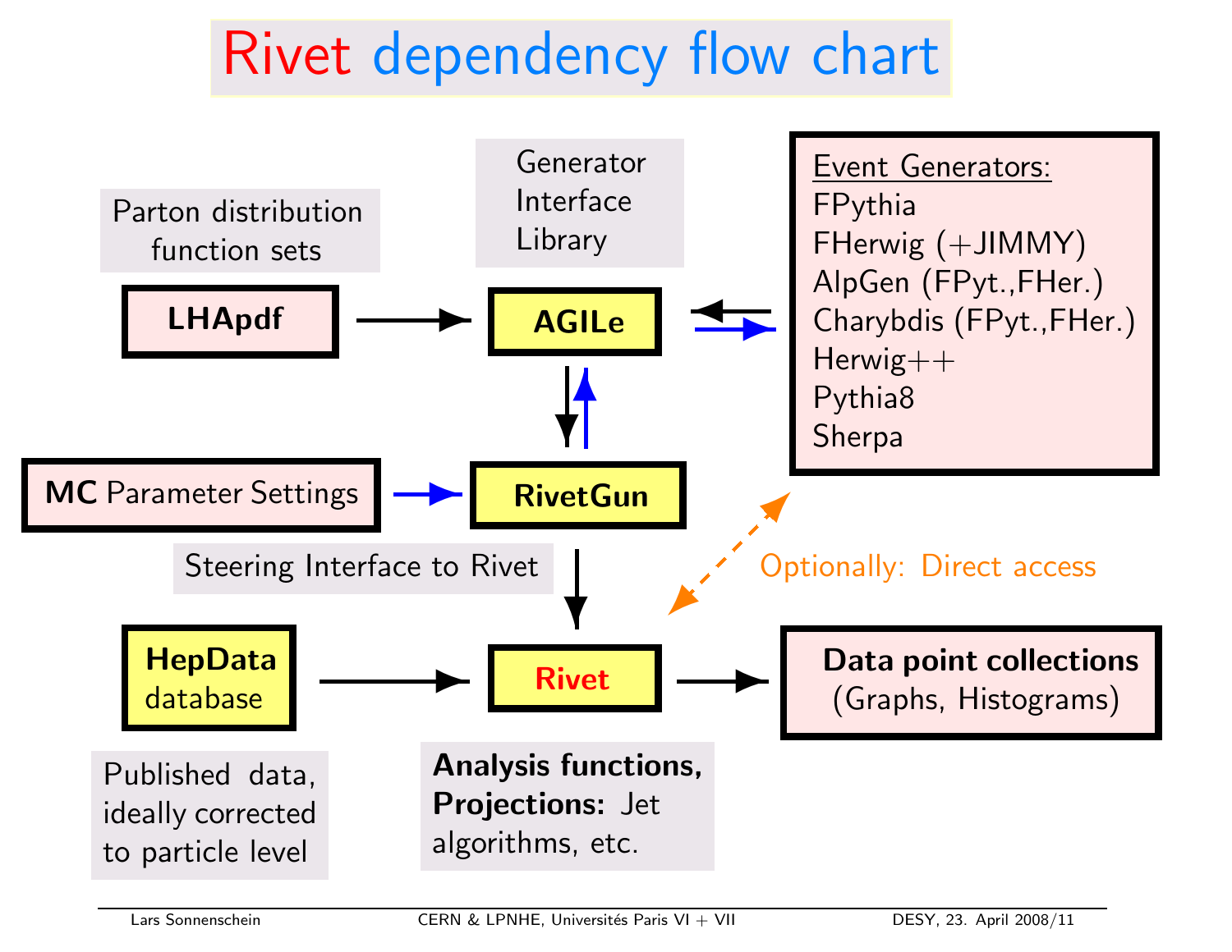# Rivet dependency flow chart

Parton distribution function sets

**LHApdf**

Generator Interface Library

**AGILe**

Event Generators:
- FPythia
- FHerwig (+JIMMY)
- AlpGen (FPyt.,FHer.)
- Charybdis (FPyt.,FHer.)
- Herwig++
- Pythia8
- Sherpa

**MC** Parameter Settings

**RivetGun**

Steering Interface to Rivet

Optionally: Direct access

**HepData** database

**Rivet**

**Data point collections** (Graphs, Histograms)

Published data, ideally corrected to particle level

**Analysis functions, Projections:** Jet algorithms, etc.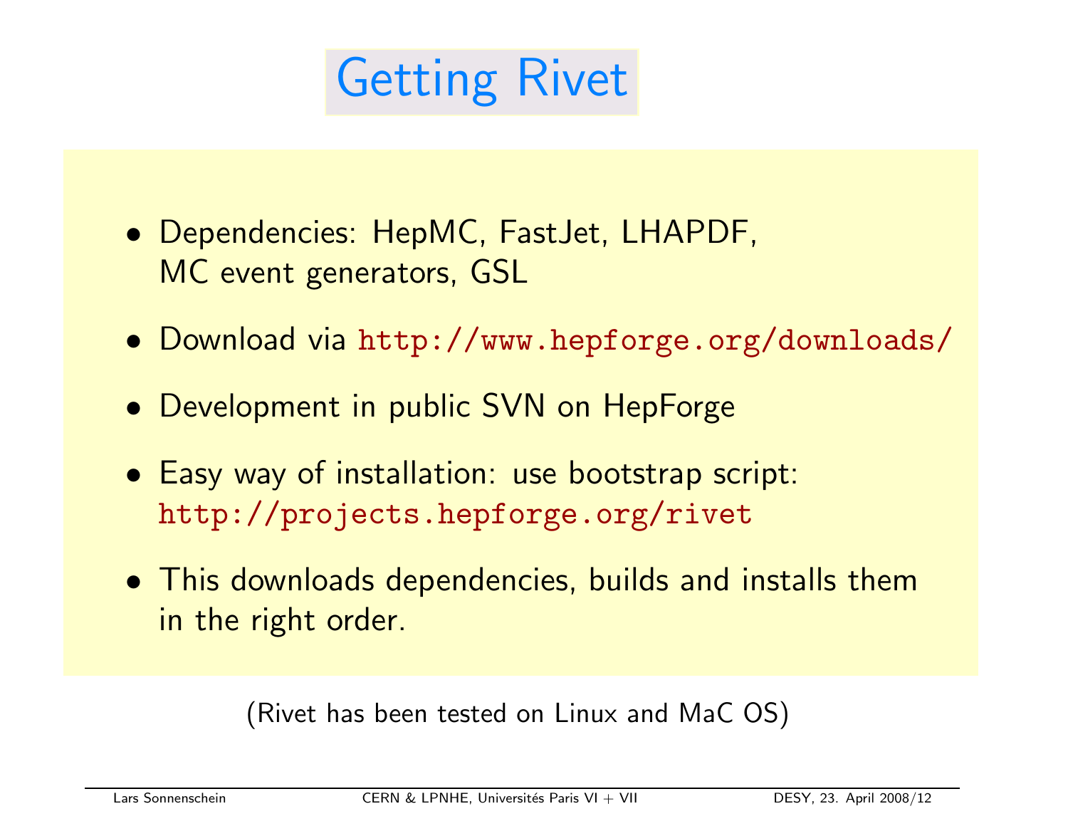# Getting Rivet

- Dependencies: HepMC, FastJet, LHAPDF, MC event generators, GSL
- Download via `http://www.hepforge.org/downloads/`
- Development in public SVN on HepForge
- Easy way of installation: use bootstrap script: `http://projects.hepforge.org/rivet`
- This downloads dependencies, builds and installs them in the right order.

(Rivet has been tested on Linux and MaC OS)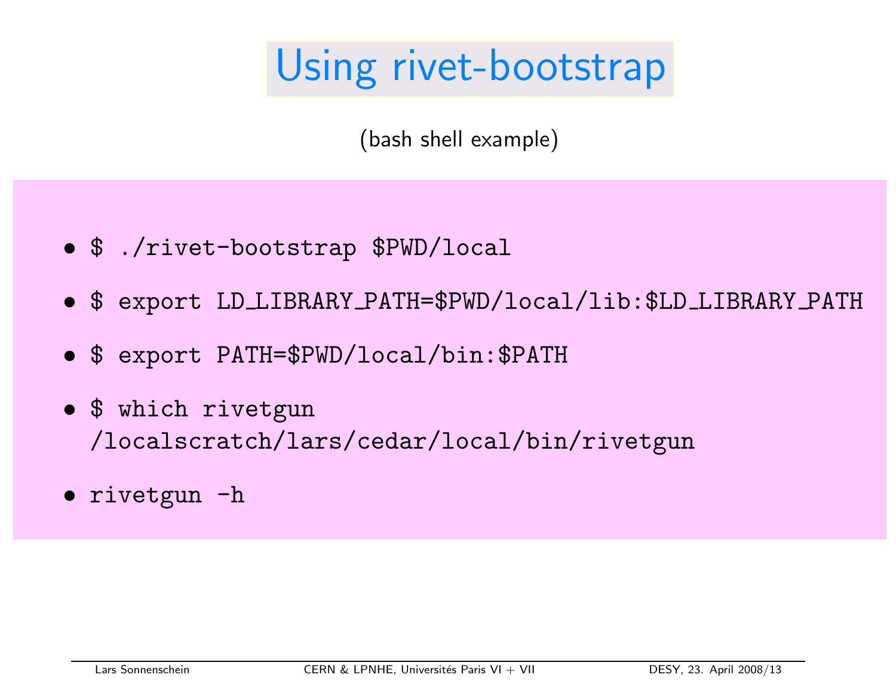# Using rivet-bootstrap

(bash shell example)

- `$ ./rivet-bootstrap $PWD/local`
- `$ export LD_LIBRARY_PATH=$PWD/local/lib:$LD_LIBRARY_PATH`
- `$ export PATH=$PWD/local/bin:$PATH`
- `$ which rivetgun`
  `/localscratch/lars/cedar/local/bin/rivetgun`
- `rivetgun -h`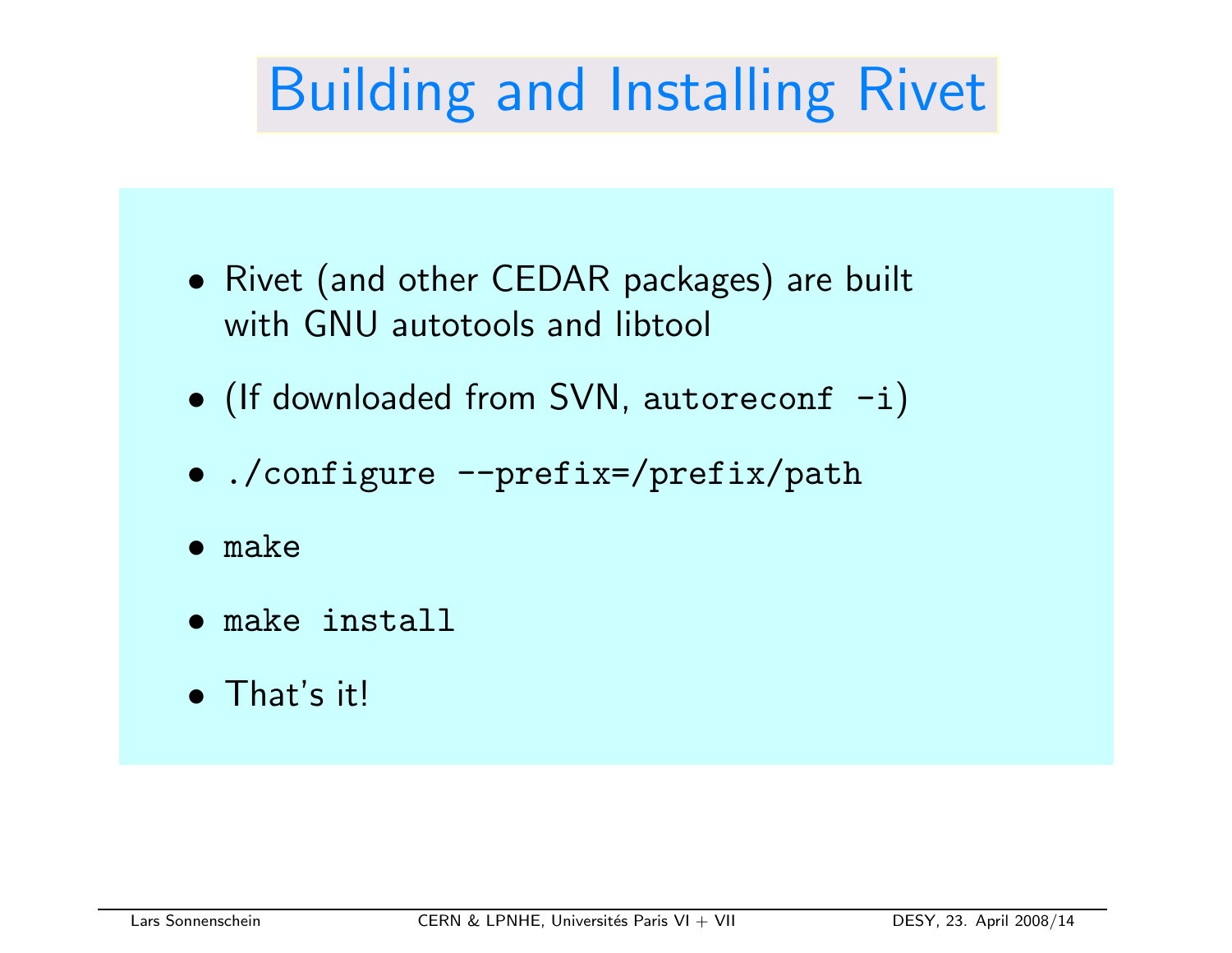# Building and Installing Rivet

- Rivet (and other CEDAR packages) are built with GNU autotools and libtool
- (If downloaded from SVN, `autoreconf -i`)
- `./configure --prefix=/prefix/path`
- `make`
- `make install`
- That's it!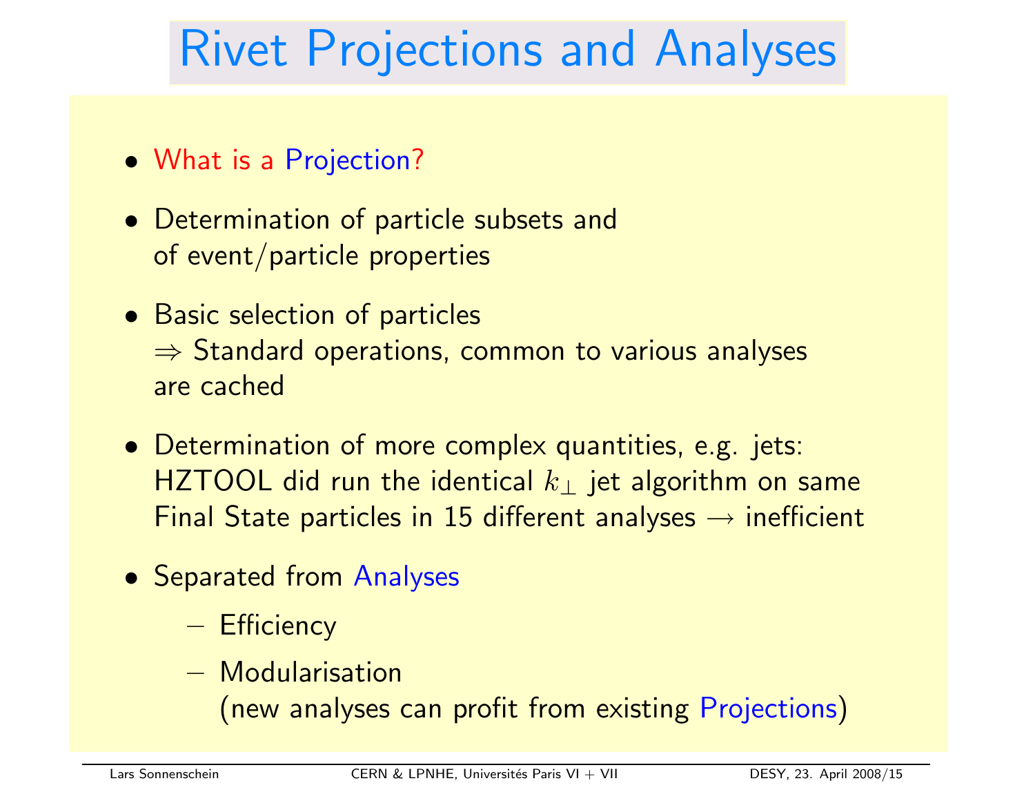# Rivet Projections and Analyses

- What is a Projection?
- Determination of particle subsets and of event/particle properties
- Basic selection of particles
  ⇒ Standard operations, common to various analyses are cached
- Determination of more complex quantities, e.g. jets: HZTOOL did run the identical $k_\perp$ jet algorithm on same Final State particles in 15 different analyses → inefficient
- Separated from Analyses
  - Efficiency
  - Modularisation
    (new analyses can profit from existing Projections)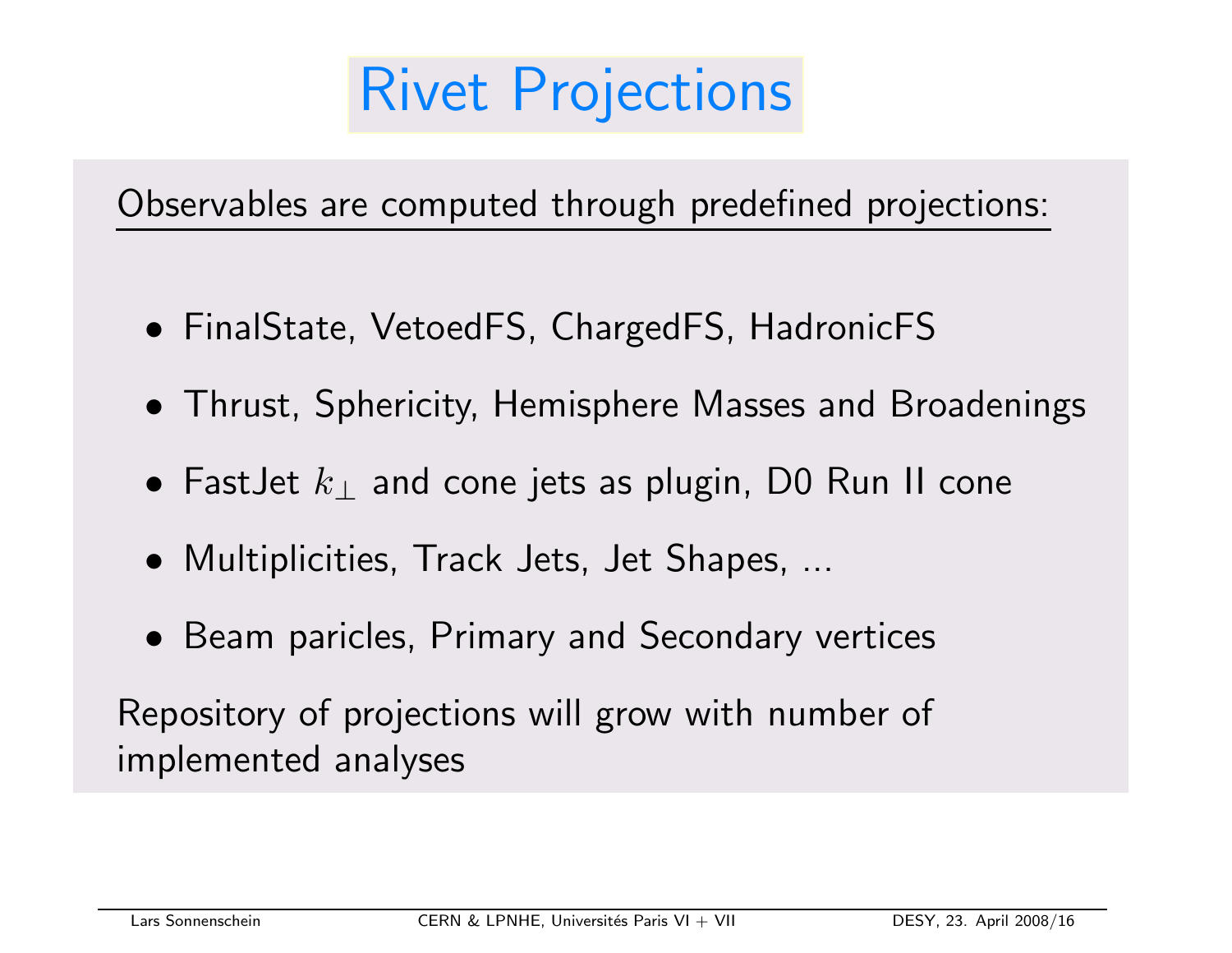# Rivet Projections

Observables are computed through predefined projections:

- FinalState, VetoedFS, ChargedFS, HadronicFS
- Thrust, Sphericity, Hemisphere Masses and Broadenings
- FastJet $k_{\perp}$ and cone jets as plugin, D0 Run II cone
- Multiplicities, Track Jets, Jet Shapes, ...
- Beam paricles, Primary and Secondary vertices

Repository of projections will grow with number of implemented analyses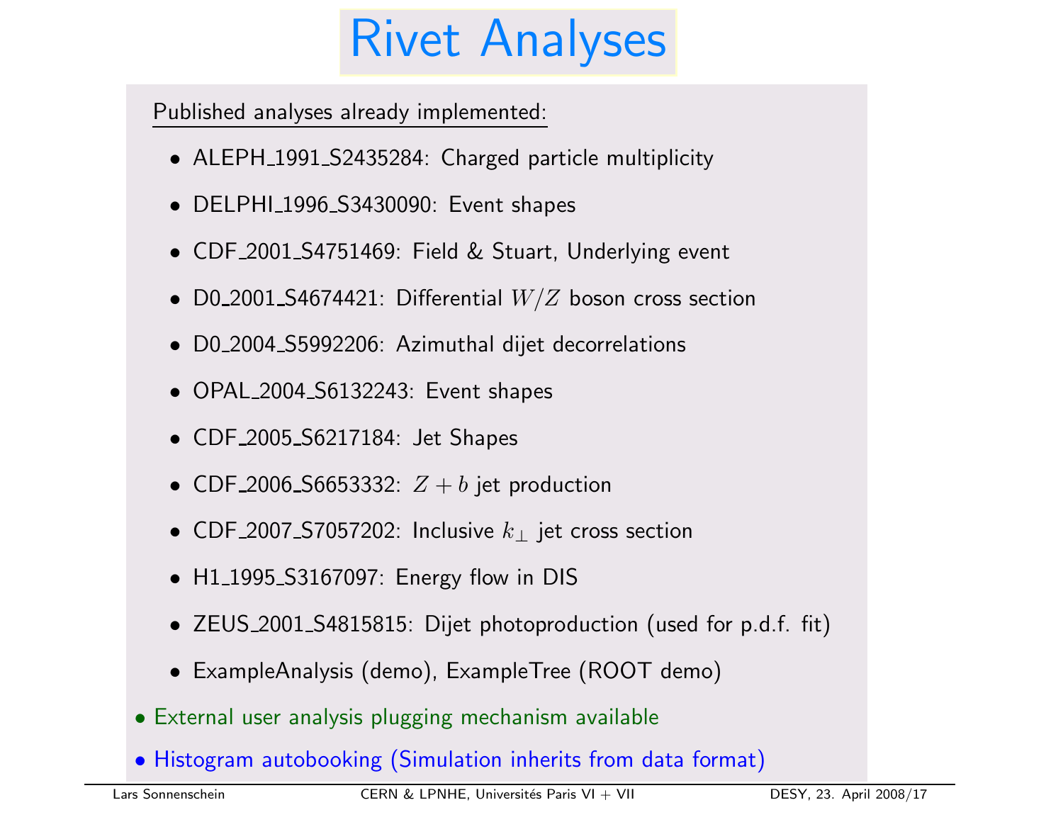# Rivet Analyses

Published analyses already implemented:

- ALEPH_1991_S2435284: Charged particle multiplicity
- DELPHI_1996_S3430090: Event shapes
- CDF_2001_S4751469: Field & Stuart, Underlying event
- D0_2001_S4674421: Differential $W/Z$ boson cross section
- D0_2004_S5992206: Azimuthal dijet decorrelations
- OPAL_2004_S6132243: Event shapes
- CDF_2005_S6217184: Jet Shapes
- CDF_2006_S6653332: $Z + b$ jet production
- CDF_2007_S7057202: Inclusive $k_\perp$ jet cross section
- H1_1995_S3167097: Energy flow in DIS
- ZEUS_2001_S4815815: Dijet photoproduction (used for p.d.f. fit)
- ExampleAnalysis (demo), ExampleTree (ROOT demo)

- External user analysis plugging mechanism available
- Histogram autobooking (Simulation inherits from data format)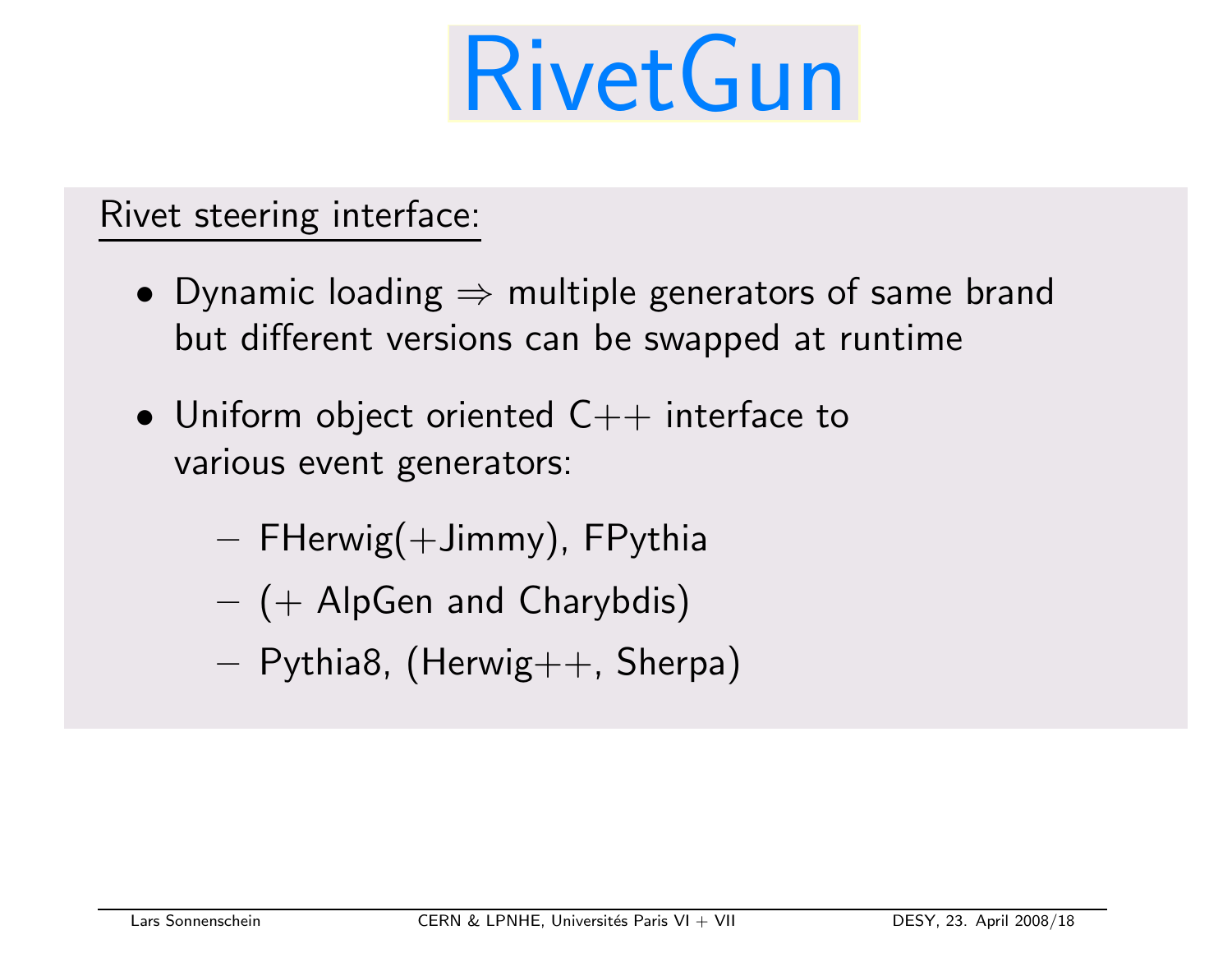# RivetGun

Rivet steering interface:

- Dynamic loading $\Rightarrow$ multiple generators of same brand but different versions can be swapped at runtime
- Uniform object oriented C++ interface to various event generators:
  - FHerwig(+Jimmy), FPythia
  - (+ AlpGen and Charybdis)
  - Pythia8, (Herwig++, Sherpa)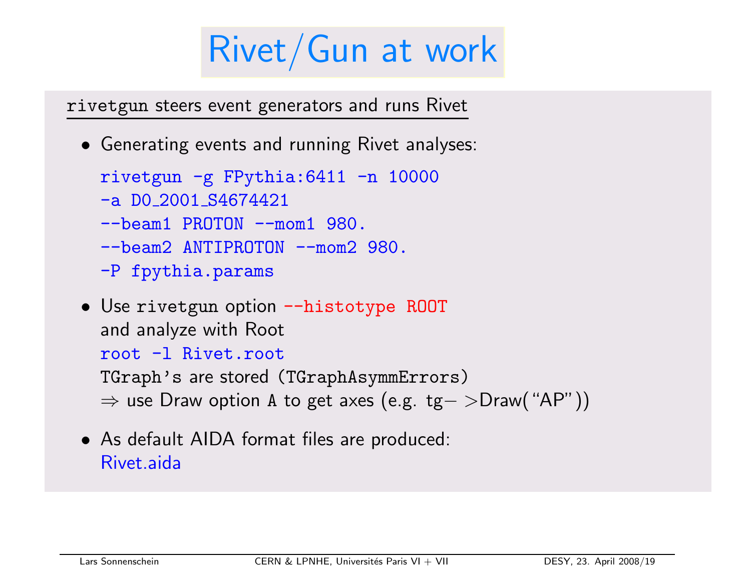# Rivet/Gun at work

`rivetgun` steers event generators and runs Rivet

- Generating events and running Rivet analyses:

```
rivetgun -g FPythia:6411 -n 10000
-a D0_2001_S4674421
--beam1 PROTON --mom1 980.
--beam2 ANTIPROTON --mom2 980.
-P fpythia.params
```

- Use `rivetgun` option `--histotype ROOT`
  and analyze with Root
  `root -l Rivet.root`
  `TGraph's` are stored (`TGraphAsymmErrors`)
  ⇒ use Draw option `A` to get axes (e.g. tg−>Draw("AP"))

- As default AIDA format files are produced:
  Rivet.aida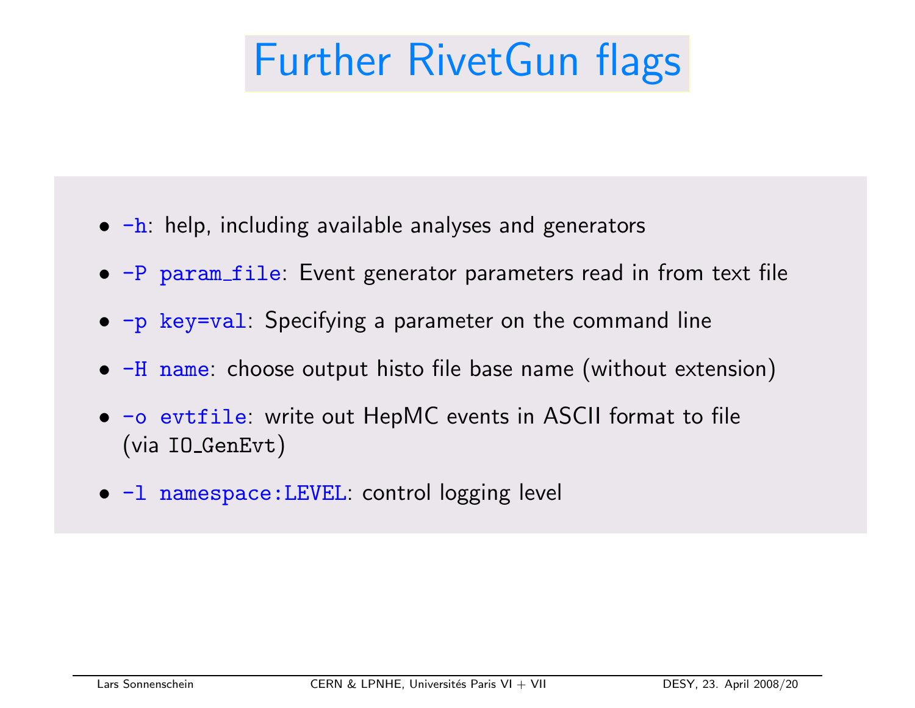# Further RivetGun flags

- `-h`: help, including available analyses and generators
- `-P param_file`: Event generator parameters read in from text file
- `-p key=val`: Specifying a parameter on the command line
- `-H name`: choose output histo file base name (without extension)
- `-o evtfile`: write out HepMC events in ASCII format to file (via `IO_GenEvt`)
- `-l namespace:LEVEL`: control logging level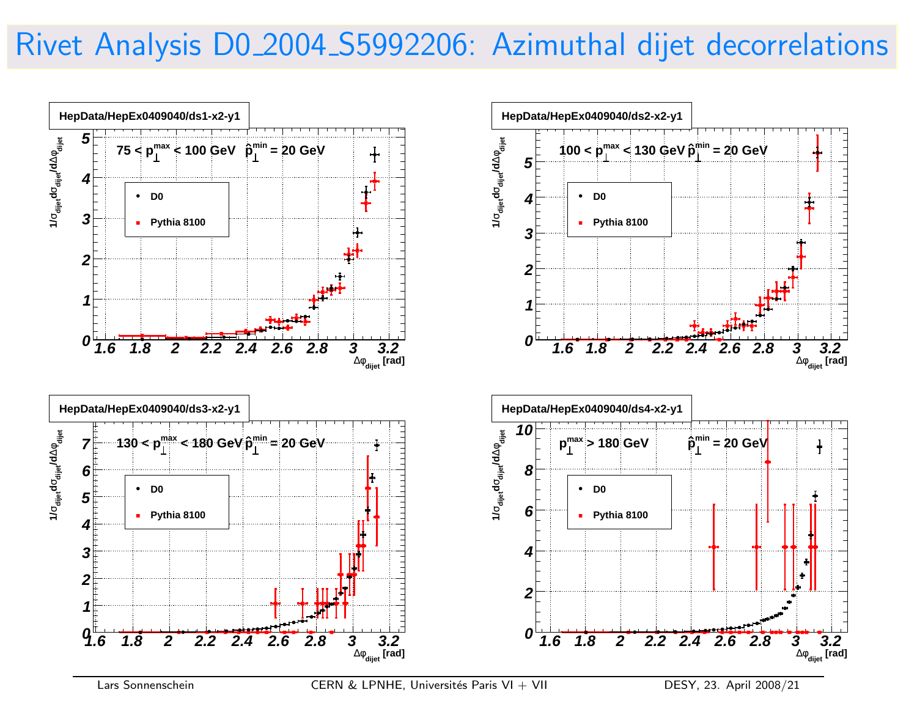# Rivet Analysis D0_2004_S5992206: Azimuthal dijet decorrelations

**HepData/HepEx0409040/ds1-x2-y1**

$75 < p_\perp^{max} < 100$ GeV $\hat{p}_\perp^{min} = 20$ GeV

- D0
- Pythia 8100

**HepData/HepEx0409040/ds2-x2-y1**

$100 < p_\perp^{max} < 130$ GeV $\hat{p}_\perp^{min} = 20$ GeV

- D0
- Pythia 8100

**HepData/HepEx0409040/ds3-x2-y1**

$130 < p_\perp^{max} < 180$ GeV $\hat{p}_\perp^{min} = 20$ GeV

- D0
- Pythia 8100

**HepData/HepEx0409040/ds4-x2-y1**

$p_\perp^{max} > 180$ GeV $\hat{p}_\perp^{min} = 20$ GeV

- D0
- Pythia 8100

Axes: $1/\sigma_{dijet} d\sigma_{dijet}/d\Delta\varphi_{dijet}$ vs. $\Delta\varphi_{dijet}$ [rad]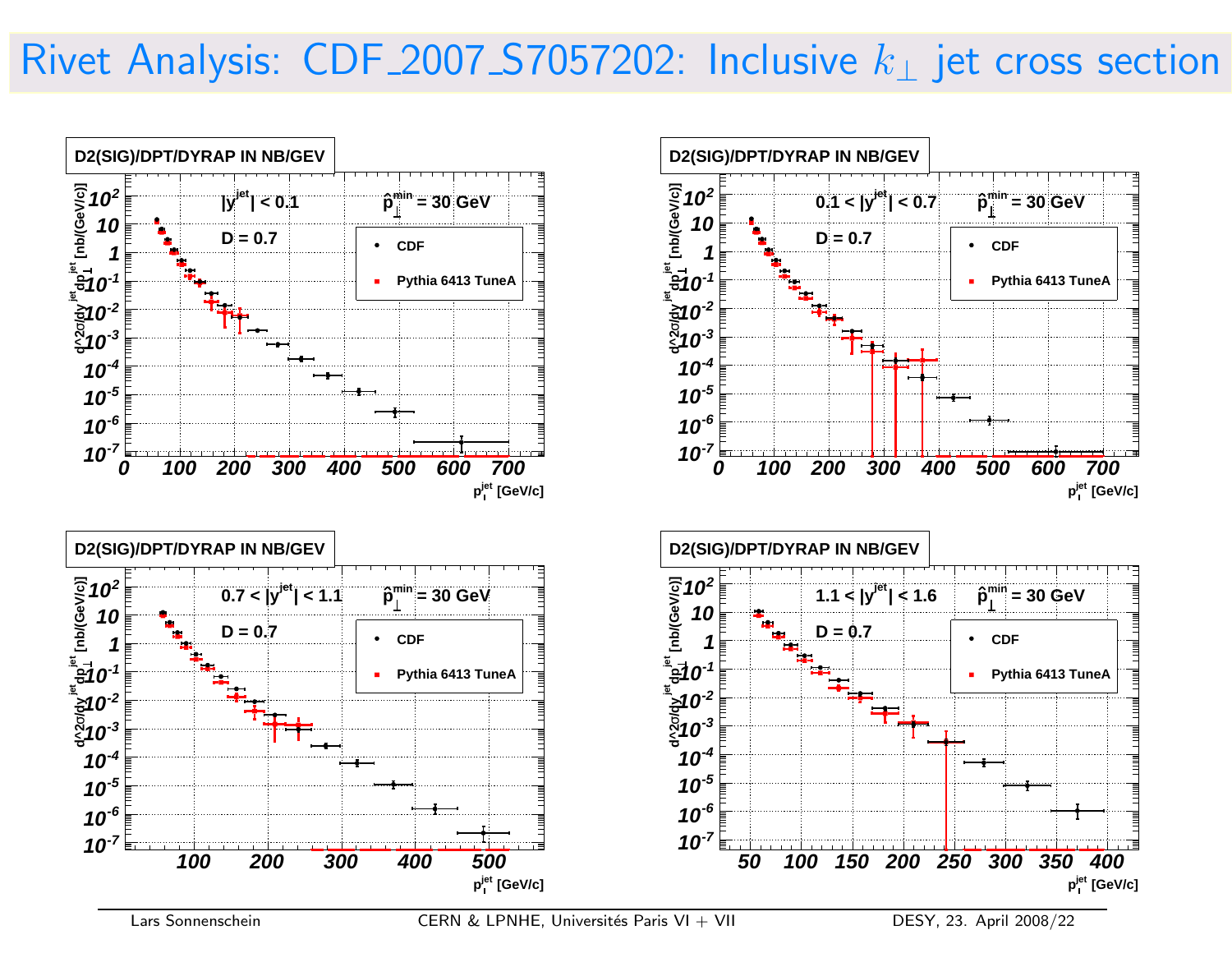# Rivet Analysis: CDF_2007_S7057202: Inclusive $k_\perp$ jet cross section

**D2(SIG)/DPT/DYRAP IN NB/GEV**

$|y^{jet}| < 0.1$ $\quad \hat{p}_\perp^{min} = 30$ GeV

D = 0.7

- CDF
- Pythia 6413 TuneA

$p_T^{jet}$ [GeV/c]

**D2(SIG)/DPT/DYRAP IN NB/GEV**

$0.1 < |y^{jet}| < 0.7$ $\quad \hat{p}_\perp^{min} = 30$ GeV

D = 0.7

- CDF
- Pythia 6413 TuneA

$p_T^{jet}$ [GeV/c]

**D2(SIG)/DPT/DYRAP IN NB/GEV**

$0.7 < |y^{jet}| < 1.1$ $\quad \hat{p}_\perp^{min} = 30$ GeV

D = 0.7

- CDF
- Pythia 6413 TuneA

$p_T^{jet}$ [GeV/c]

**D2(SIG)/DPT/DYRAP IN NB/GEV**

$1.1 < |y^{jet}| < 1.6$ $\quad \hat{p}_\perp^{min} = 30$ GeV

D = 0.7

- CDF
- Pythia 6413 TuneA

$p_T^{jet}$ [GeV/c]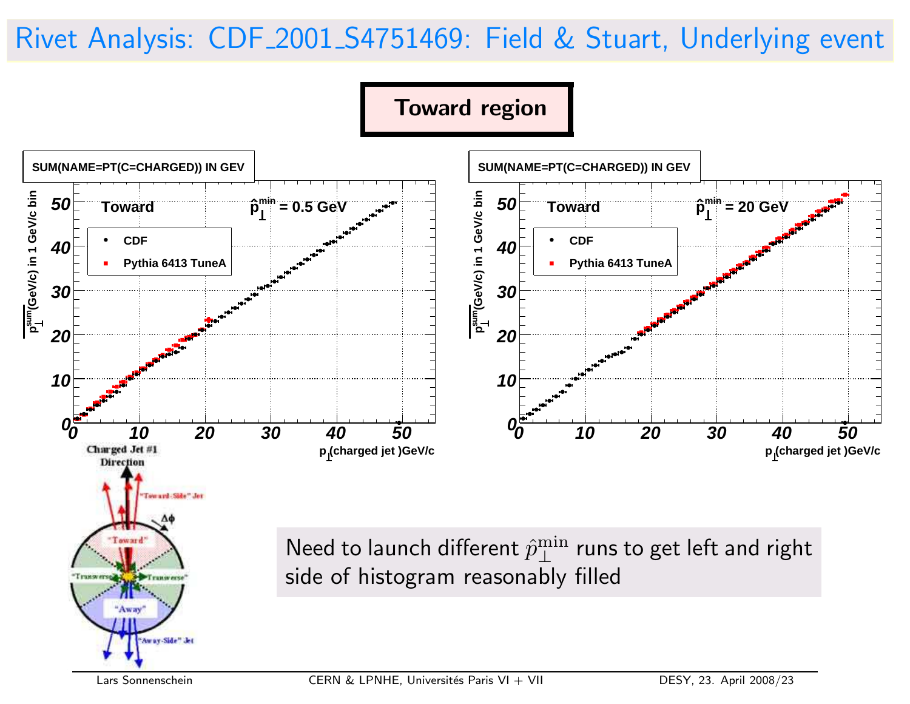# Rivet Analysis: CDF_2001_S4751469: Field & Stuart, Underlying event

**Toward region**

Need to launch different $\hat{p}_\perp^{\min}$ runs to get left and right side of histogram reasonably filled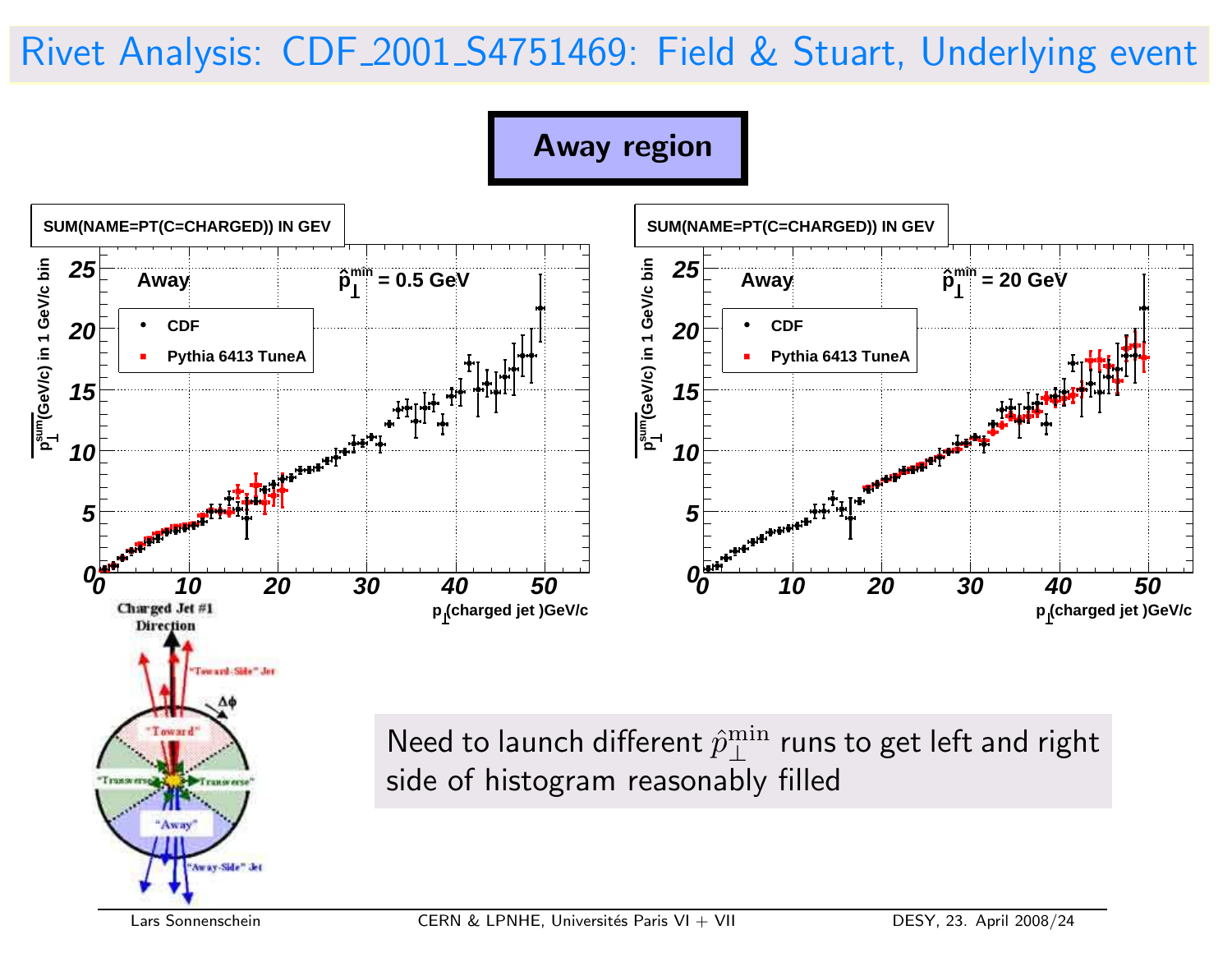# Rivet Analysis: CDF_2001_S4751469: Field & Stuart, Underlying event

## Away region

SUM(NAME=PT(C=CHARGED)) IN GEV

Away $\hat{p}_\perp^{min} = 0.5$ GeV

- CDF
- Pythia 6413 TuneA

$\overline{p_\perp^{sum}}$(GeV/c) in 1 GeV/c bin

$p_\perp$(charged jet )GeV/c

SUM(NAME=PT(C=CHARGED)) IN GEV

Away $\hat{p}_\perp^{min} = 20$ GeV

- CDF
- Pythia 6413 TuneA

$\overline{p_\perp^{sum}}$(GeV/c) in 1 GeV/c bin

$p_\perp$(charged jet )GeV/c

Need to launch different $\hat{p}_\perp^{\mathrm{min}}$ runs to get left and right side of histogram reasonably filled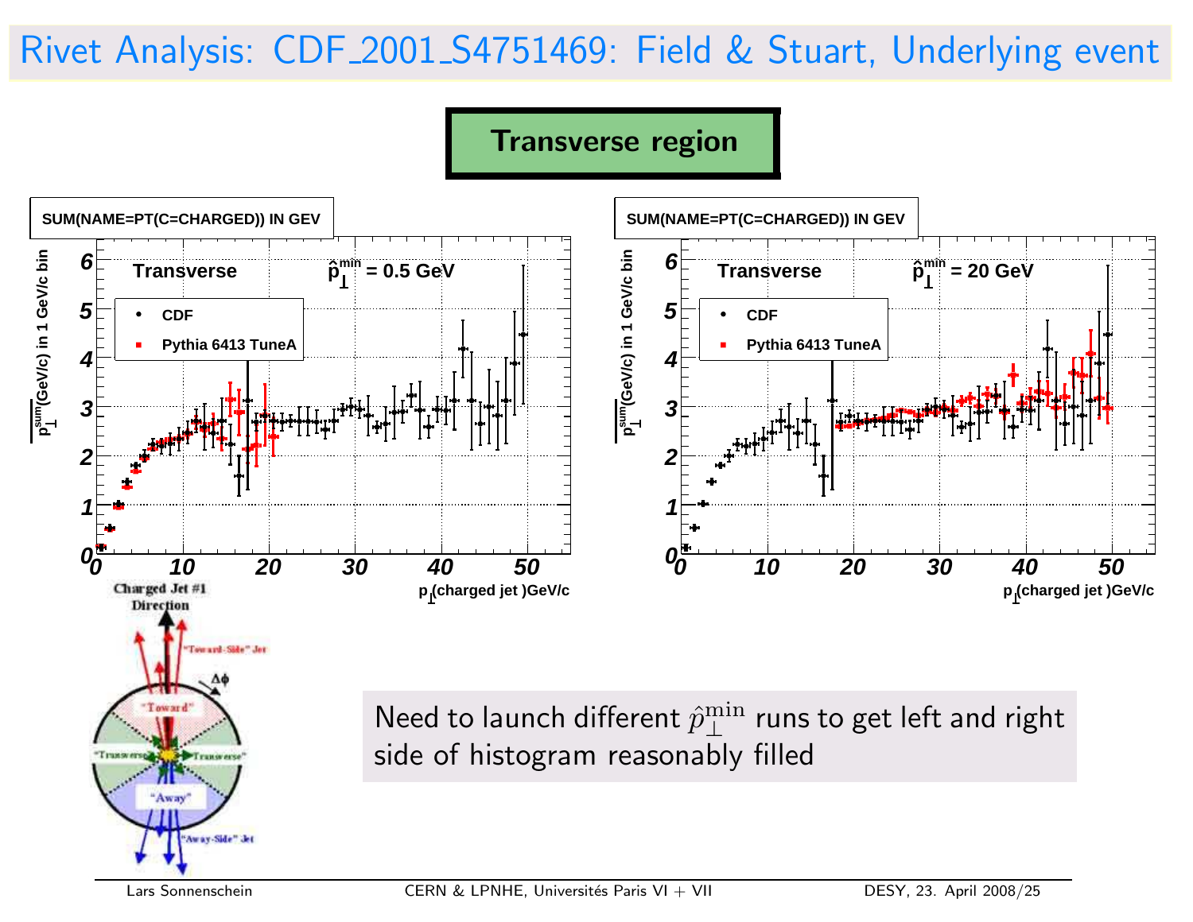# Rivet Analysis: CDF_2001_S4751469: Field & Stuart, Underlying event

**Transverse region**

Need to launch different $\hat{p}_{\perp}^{\min}$ runs to get left and right side of histogram reasonably filled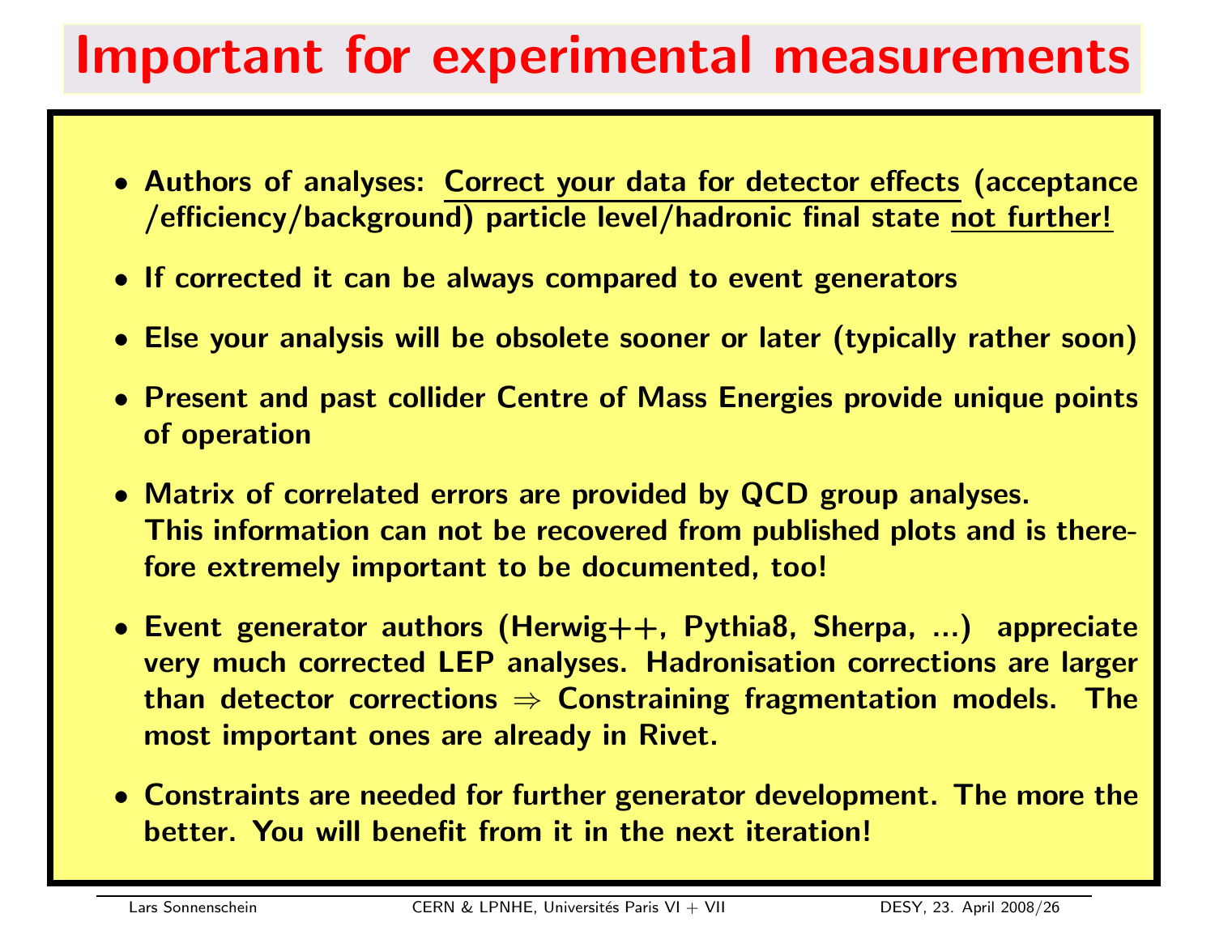# Important for experimental measurements

- Authors of analyses: Correct your data for detector effects (acceptance /efficiency/background) particle level/hadronic final state not further!
- If corrected it can be always compared to event generators
- Else your analysis will be obsolete sooner or later (typically rather soon)
- Present and past collider Centre of Mass Energies provide unique points of operation
- Matrix of correlated errors are provided by QCD group analyses. This information can not be recovered from published plots and is therefore extremely important to be documented, too!
- Event generator authors (Herwig++, Pythia8, Sherpa, ...) appreciate very much corrected LEP analyses. Hadronisation corrections are larger than detector corrections $\Rightarrow$ Constraining fragmentation models. The most important ones are already in Rivet.
- Constraints are needed for further generator development. The more the better. You will benefit from it in the next iteration!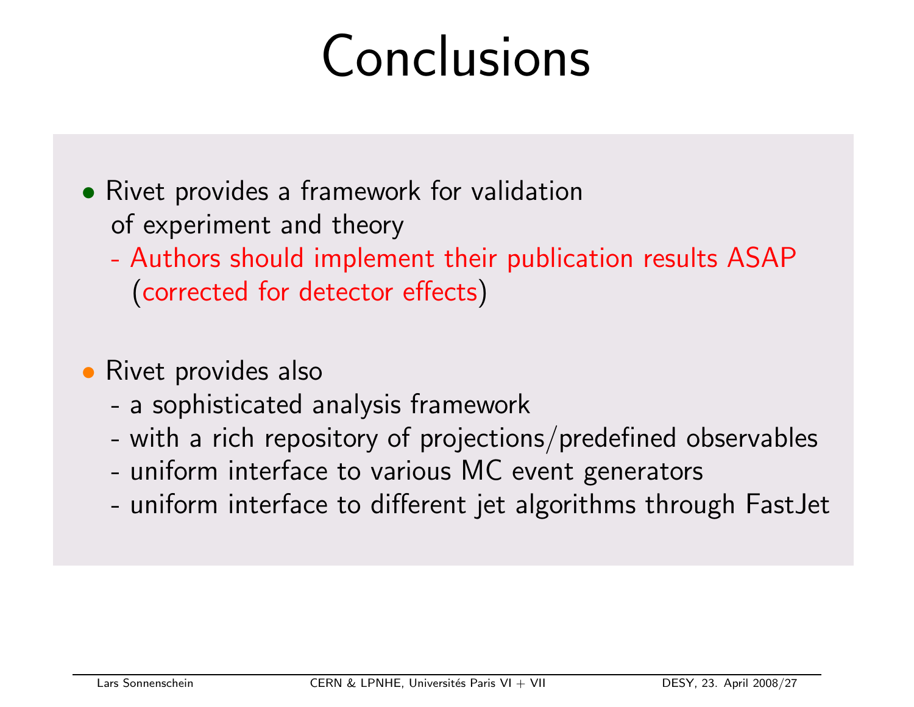# Conclusions

- Rivet provides a framework for validation of experiment and theory
  - Authors should implement their publication results ASAP (corrected for detector effects)

- Rivet provides also
  - a sophisticated analysis framework
  - with a rich repository of projections/predefined observables
  - uniform interface to various MC event generators
  - uniform interface to different jet algorithms through FastJet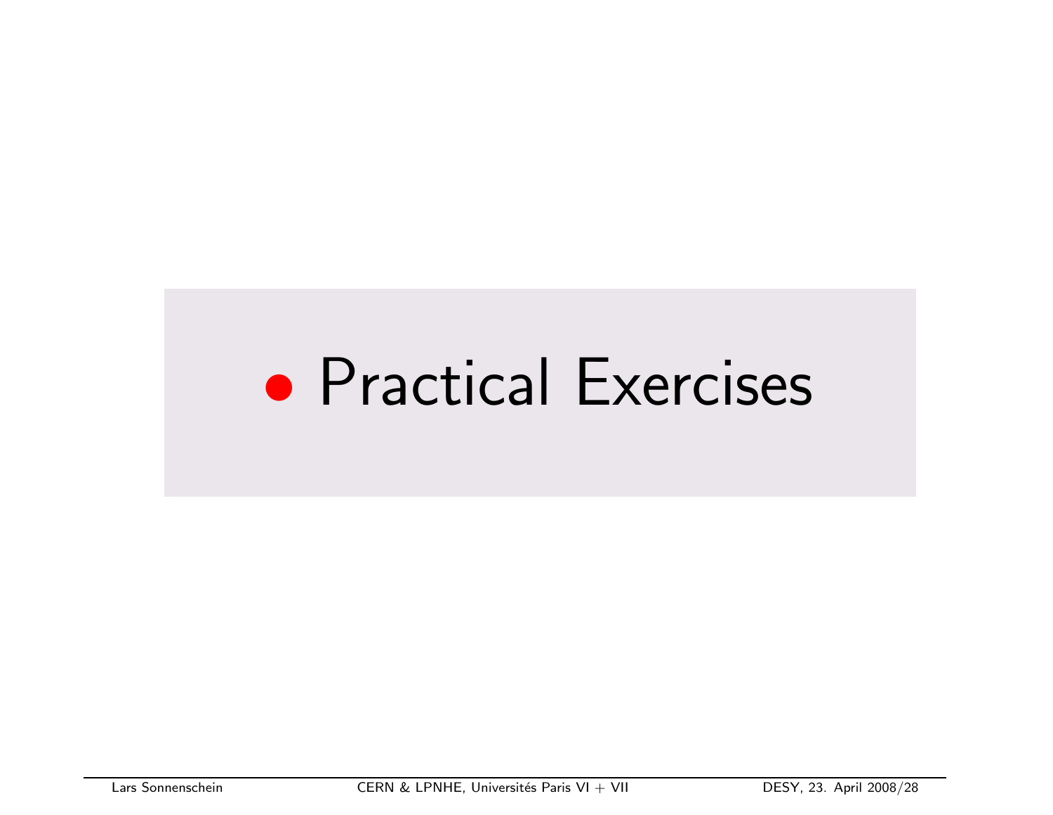- Practical Exercises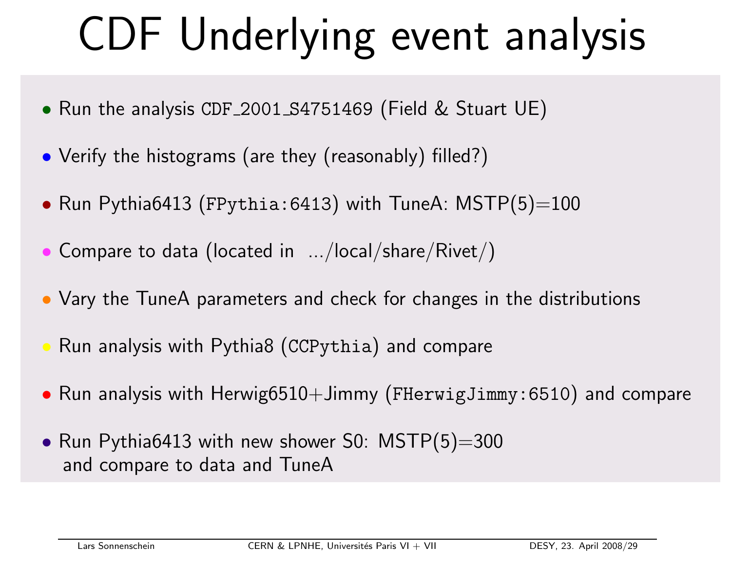# CDF Underlying event analysis

- Run the analysis `CDF_2001_S4751469` (Field & Stuart UE)
- Verify the histograms (are they (reasonably) filled?)
- Run Pythia6413 (`FPythia:6413`) with TuneA: MSTP(5)=100
- Compare to data (located in .../local/share/Rivet/)
- Vary the TuneA parameters and check for changes in the distributions
- Run analysis with Pythia8 (`CCPythia`) and compare
- Run analysis with Herwig6510+Jimmy (`FHerwigJimmy:6510`) and compare
- Run Pythia6413 with new shower S0: MSTP(5)=300
  and compare to data and TuneA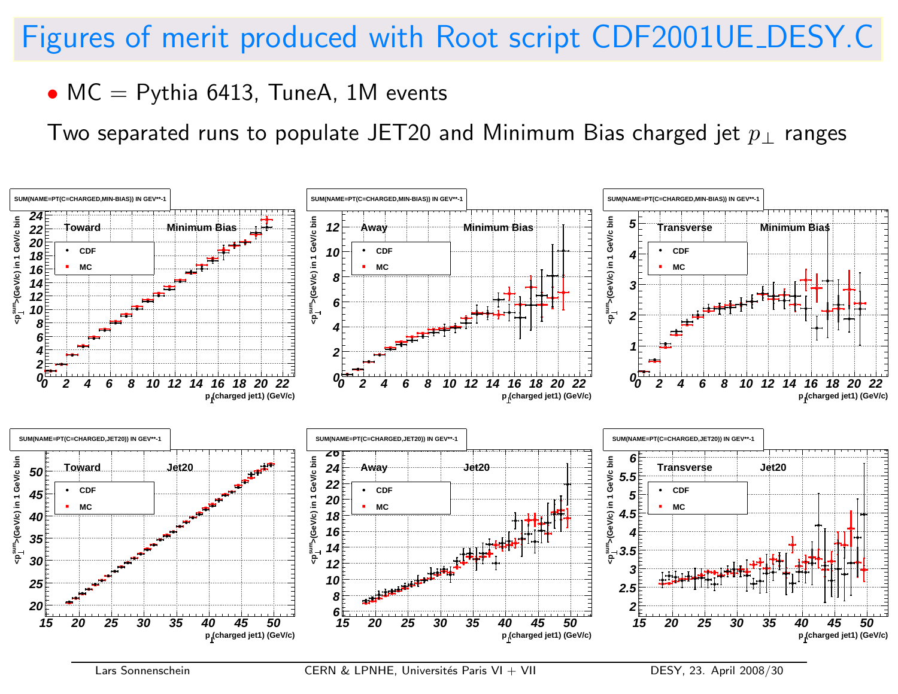# Figures of merit produced with Root script CDF2001UE_DESY.C

- MC = Pythia 6413, TuneA, 1M events

Two separated runs to populate JET20 and Minimum Bias charged jet $p_\perp$ ranges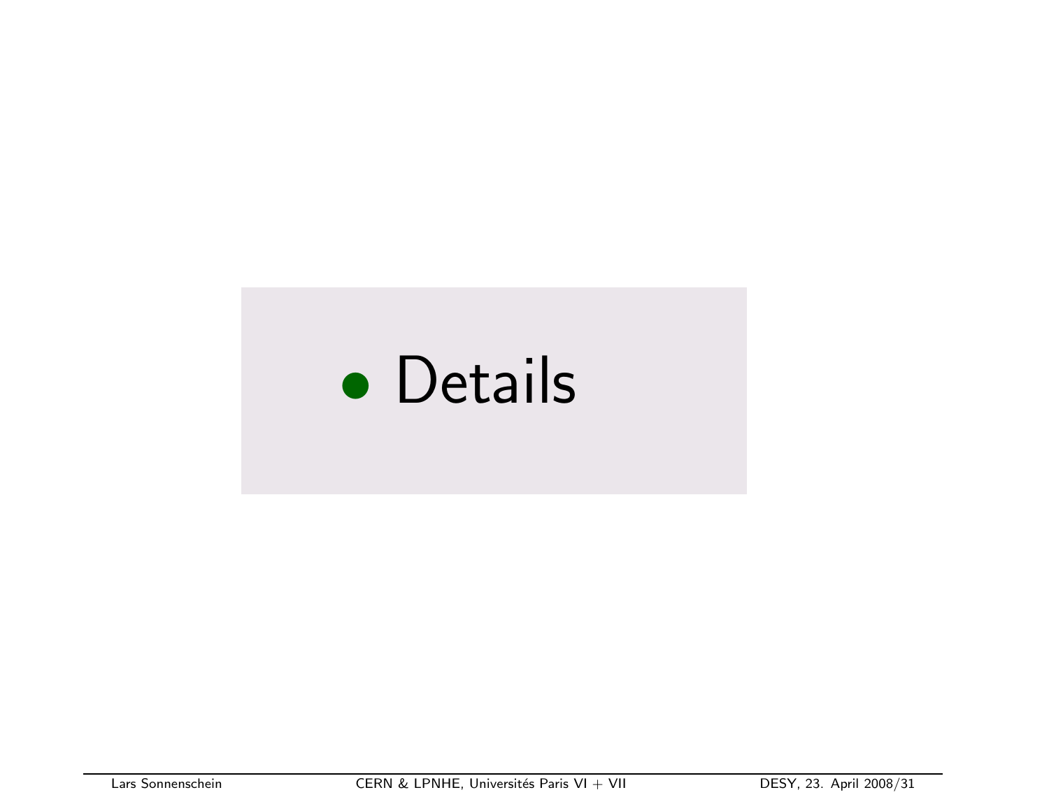- Details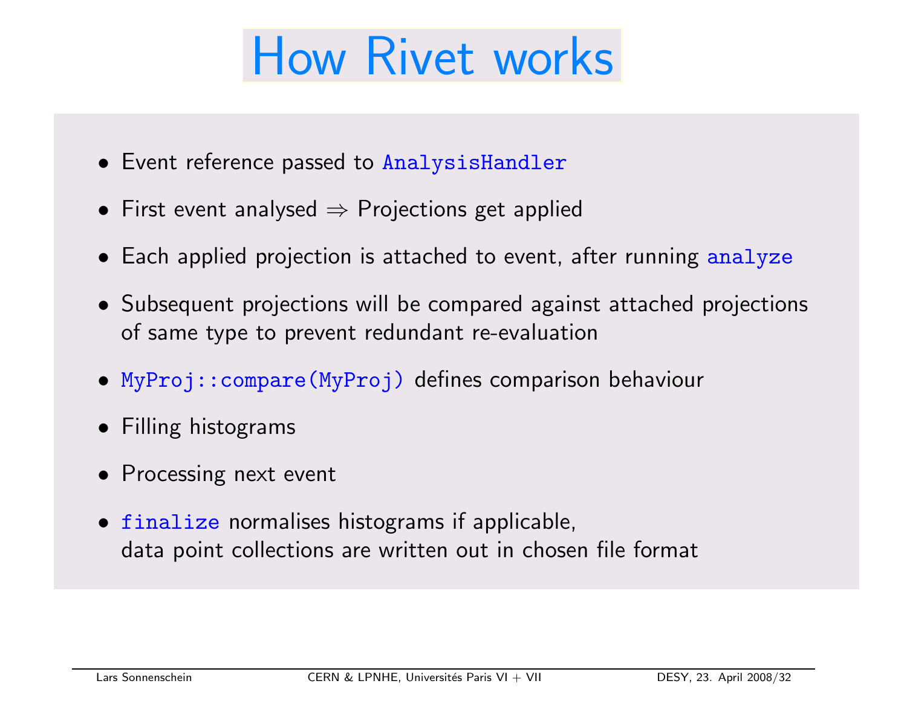# How Rivet works

- Event reference passed to `AnalysisHandler`
- First event analysed $\Rightarrow$ Projections get applied
- Each applied projection is attached to event, after running `analyze`
- Subsequent projections will be compared against attached projections of same type to prevent redundant re-evaluation
- `MyProj::compare(MyProj)` defines comparison behaviour
- Filling histograms
- Processing next event
- `finalize` normalises histograms if applicable, data point collections are written out in chosen file format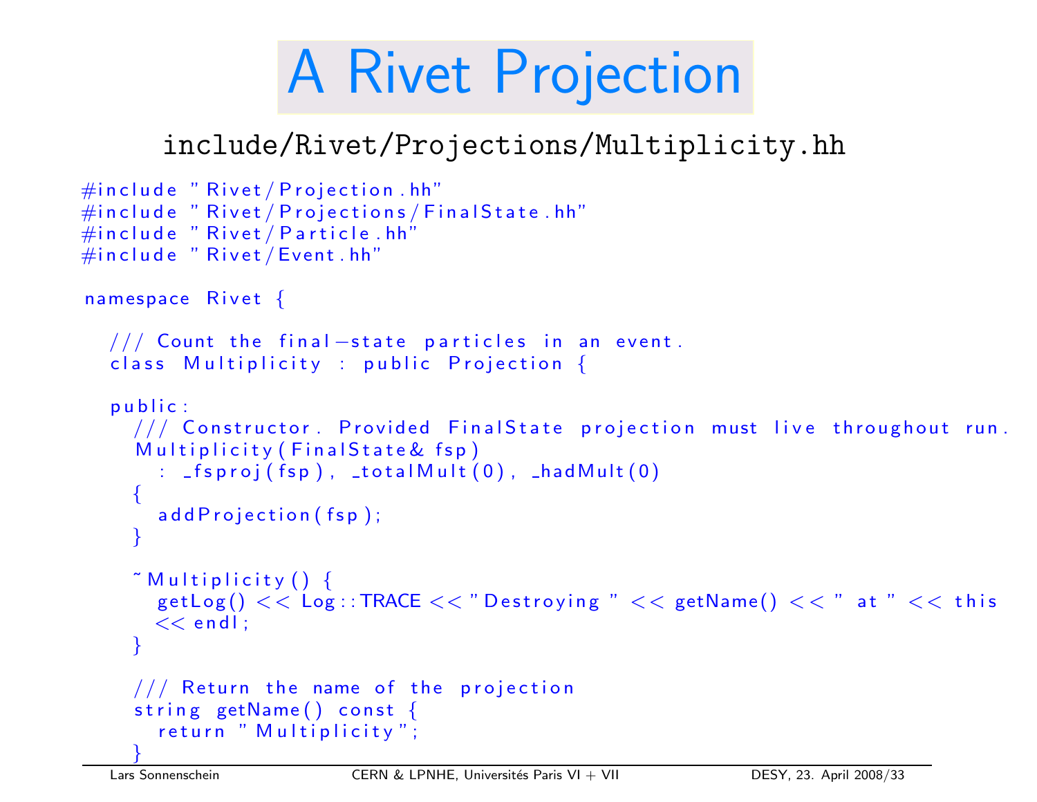# A Rivet Projection

include/Rivet/Projections/Multiplicity.hh

```
#include "Rivet/Projection.hh"
#include "Rivet/Projections/FinalState.hh"
#include "Rivet/Particle.hh"
#include "Rivet/Event.hh"

namespace Rivet {

  /// Count the final-state particles in an event.
  class Multiplicity : public Projection {

  public:
    /// Constructor. Provided FinalState projection must live throughout run.
    Multiplicity(FinalState& fsp)
      : _fsproj(fsp), _totalMult(0), _hadMult(0)
    {
      addProjection(fsp);
    }

    ~Multiplicity() {
      getLog() << Log::TRACE << "Destroying " << getName() << " at " << this
      << endl;
    }

    /// Return the name of the projection
    string getName() const {
      return "Multiplicity";
    }
```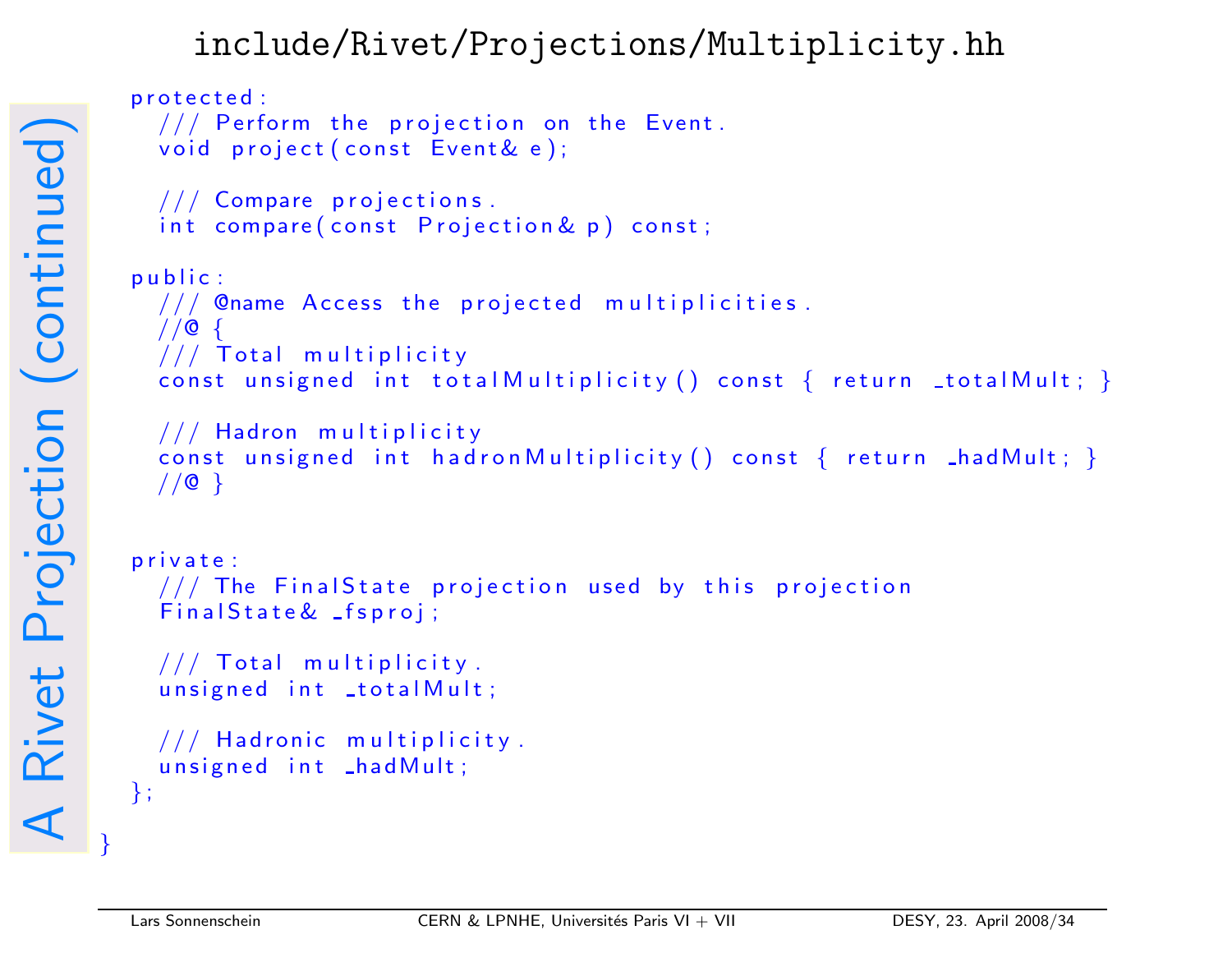# A Rivet Projection (continued)

## include/Rivet/Projections/Multiplicity.hh

```
  protected:
    /// Perform the projection on the Event.
    void project(const Event& e);

    /// Compare projections.
    int compare(const Projection& p) const;

  public:
    /// @name Access the projected multiplicities.
    //@ {
    /// Total multiplicity
    const unsigned int totalMultiplicity() const { return _totalMult; }

    /// Hadron multiplicity
    const unsigned int hadronMultiplicity() const { return _hadMult; }
    //@ }


  private:
    /// The FinalState projection used by this projection
    FinalState& _fsproj;

    /// Total multiplicity.
    unsigned int _totalMult;

    /// Hadronic multiplicity.
    unsigned int _hadMult;
  };

}
```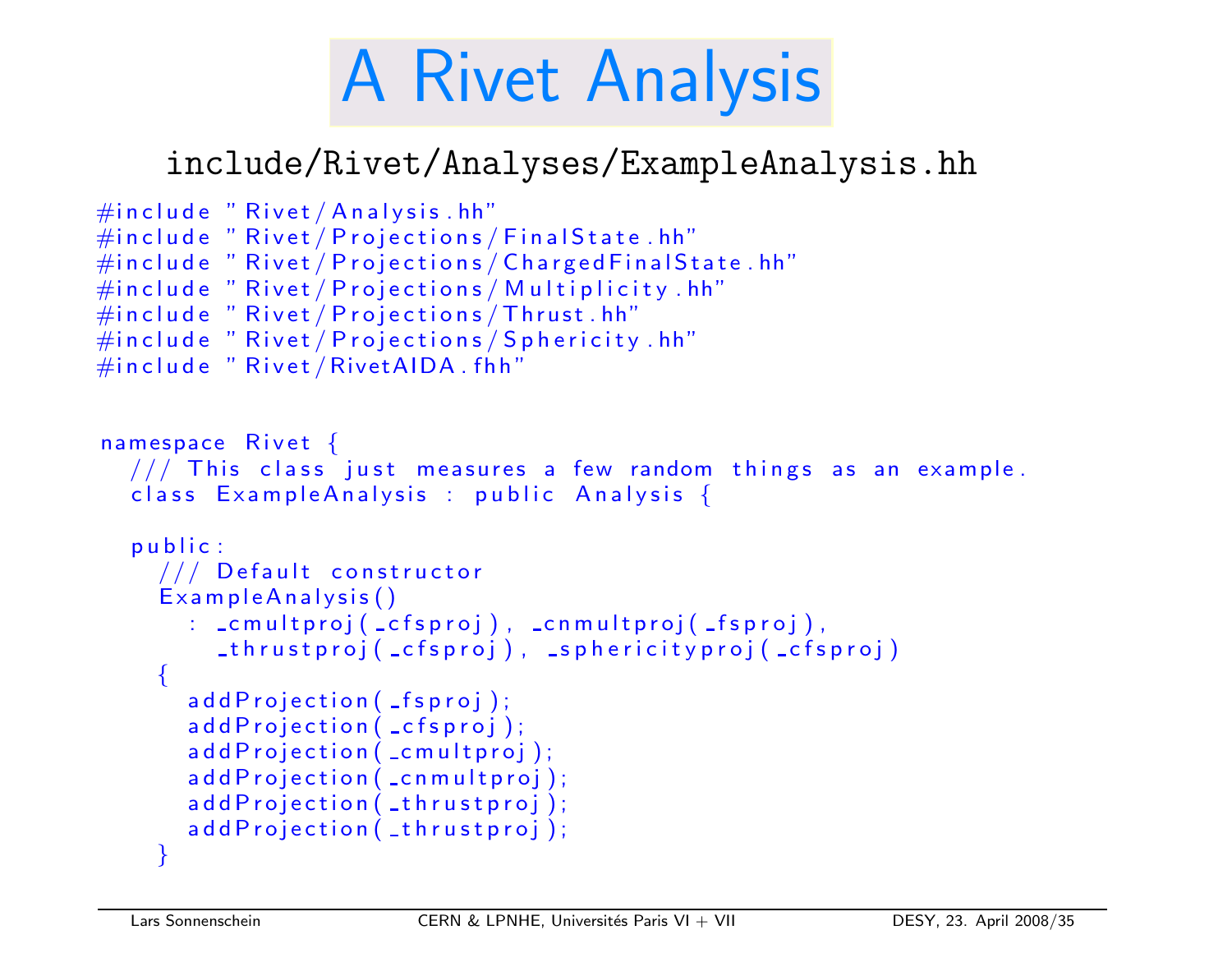# A Rivet Analysis

include/Rivet/Analyses/ExampleAnalysis.hh

```
#include "Rivet/Analysis.hh"
#include "Rivet/Projections/FinalState.hh"
#include "Rivet/Projections/ChargedFinalState.hh"
#include "Rivet/Projections/Multiplicity.hh"
#include "Rivet/Projections/Thrust.hh"
#include "Rivet/Projections/Sphericity.hh"
#include "Rivet/RivetAIDA.fhh"


namespace Rivet {
  /// This class just measures a few random things as an example.
  class ExampleAnalysis : public Analysis {

  public:
    /// Default constructor
    ExampleAnalysis()
      : _cmultproj(_cfsproj), _cnmultproj(_fsproj),
        _thrustproj(_cfsproj), _sphericityproj(_cfsproj)
    {
      addProjection(_fsproj);
      addProjection(_cfsproj);
      addProjection(_cmultproj);
      addProjection(_cnmultproj);
      addProjection(_thrustproj);
      addProjection(_thrustproj);
    }
```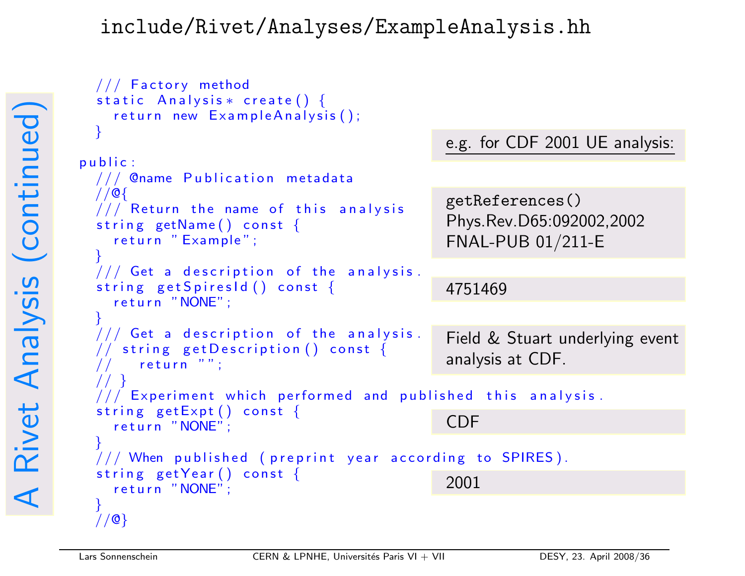# A Rivet Analysis (continued)

## include/Rivet/Analyses/ExampleAnalysis.hh

```
  /// Factory method
  static Analysis* create() {
    return new ExampleAnalysis();
  }

public:
  /// @name Publication metadata
  //@{
  /// Return the name of this analysis
  string getName() const {
    return "Example";
  }
  /// Get a description of the analysis.
  string getSpiresId() const {
    return "NONE";
  }
  /// Get a description of the analysis.
  // string getDescription() const {
  //   return "";
  // }
  /// Experiment which performed and published this analysis.
  string getExpt() const {
    return "NONE";
  }
  /// When published (preprint year according to SPIRES).
  string getYear() const {
    return "NONE";
  }
  //@}
```

e.g. for CDF 2001 UE analysis:

getReferences()
Phys.Rev.D65:092002,2002
FNAL-PUB 01/211-E

4751469

Field & Stuart underlying event analysis at CDF.

CDF

2001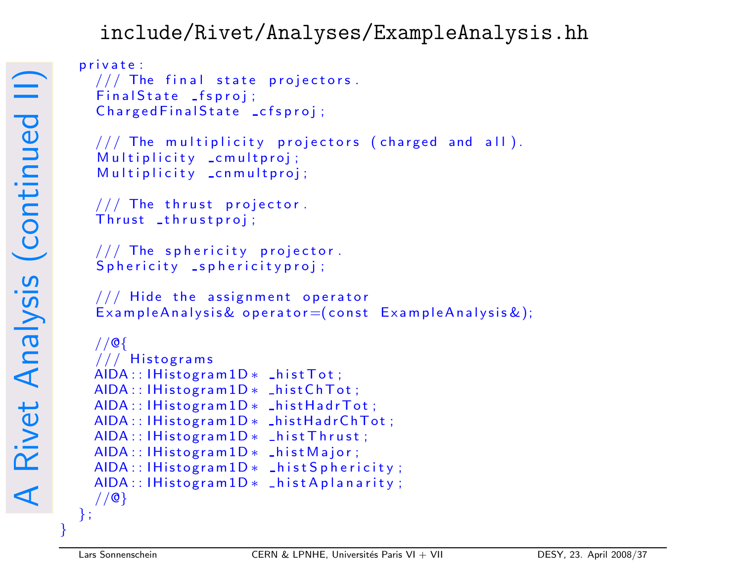# A Rivet Analysis (continued II)

## include/Rivet/Analyses/ExampleAnalysis.hh

```
  private:
    /// The final state projectors.
    FinalState _fsproj;
    ChargedFinalState _cfsproj;

    /// The multiplicity projectors (charged and all).
    Multiplicity _cmultproj;
    Multiplicity _cnmultproj;

    /// The thrust projector.
    Thrust _thrustproj;

    /// The sphericity projector.
    Sphericity _sphericityproj;

    /// Hide the assignment operator
    ExampleAnalysis& operator=(const ExampleAnalysis&);

    //@{
    /// Histograms
    AIDA::IHistogram1D* _histTot;
    AIDA::IHistogram1D* _histChTot;
    AIDA::IHistogram1D* _histHadrTot;
    AIDA::IHistogram1D* _histHadrChTot;
    AIDA::IHistogram1D* _histThrust;
    AIDA::IHistogram1D* _histMajor;
    AIDA::IHistogram1D* _histSphericity;
    AIDA::IHistogram1D* _histAplanarity;
    //@}
  };
}
```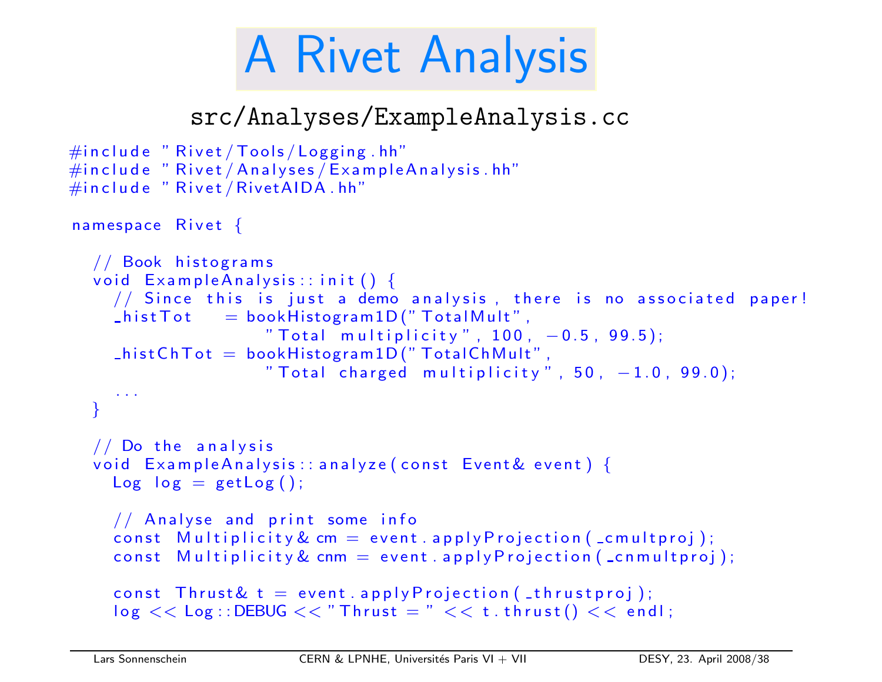# A Rivet Analysis

src/Analyses/ExampleAnalysis.cc

```
#include "Rivet/Tools/Logging.hh"
#include "Rivet/Analyses/ExampleAnalysis.hh"
#include "Rivet/RivetAIDA.hh"

namespace Rivet {

  // Book histograms
  void ExampleAnalysis::init() {
    // Since this is just a demo analysis, there is no associated paper!
    _histTot   = bookHistogram1D("TotalMult",
                    "Total multiplicity", 100, -0.5, 99.5);
    _histChTot = bookHistogram1D("TotalChMult",
                    "Total charged multiplicity", 50, -1.0, 99.0);
    ...
  }

  // Do the analysis
  void ExampleAnalysis::analyze(const Event& event) {
    Log log = getLog();

    // Analyse and print some info
    const Multiplicity& cm = event.applyProjection(_cmultproj);
    const Multiplicity& cnm = event.applyProjection(_cnmultproj);

    const Thrust& t = event.applyProjection(_thrustproj);
    log << Log::DEBUG << "Thrust = " << t.thrust() << endl;
```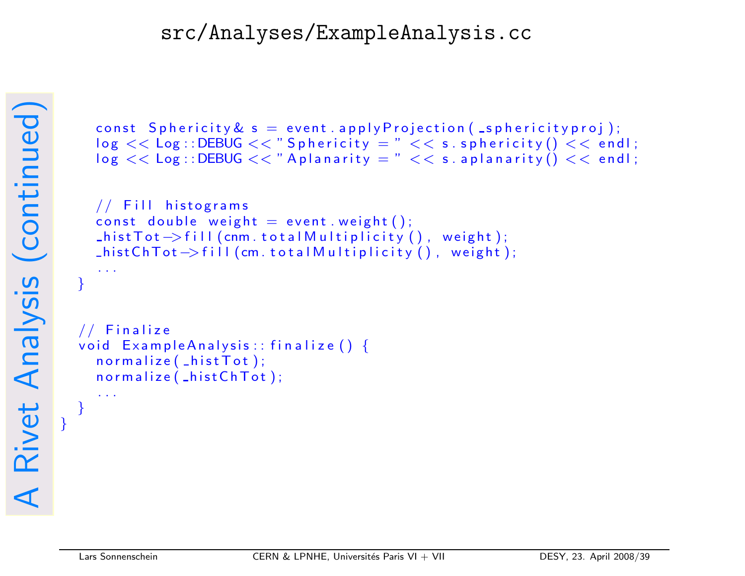# A Rivet Analysis (continued)

src/Analyses/ExampleAnalysis.cc

```
    const Sphericity& s = event.applyProjection(_sphericityproj);
    log << Log::DEBUG << "Sphericity = " << s.sphericity() << endl;
    log << Log::DEBUG << "Aplanarity = " << s.aplanarity() << endl;


    // Fill histograms
    const double weight = event.weight();
    _histTot->fill(cnm.totalMultiplicity(), weight);
    _histChTot->fill(cm.totalMultiplicity(), weight);
    ...
  }


  // Finalize
  void ExampleAnalysis::finalize() {
    normalize(_histTot);
    normalize(_histChTot);
    ...
  }
}
```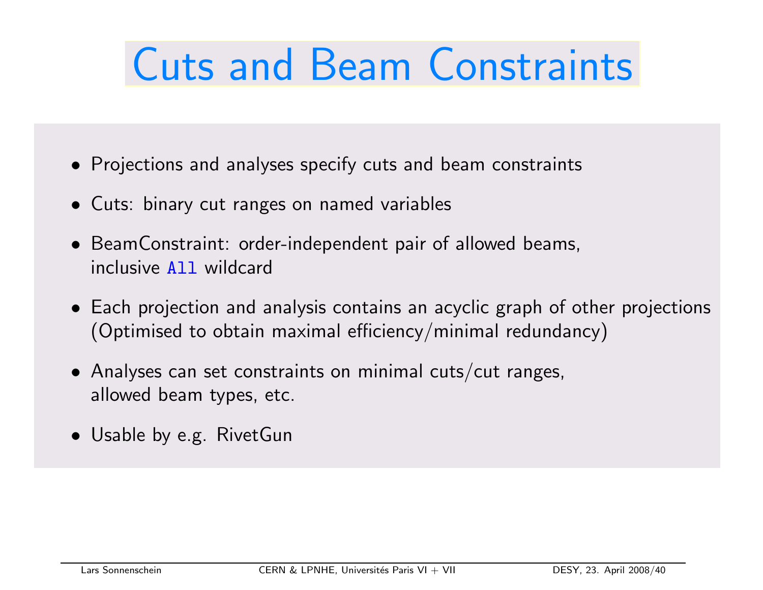# Cuts and Beam Constraints

- Projections and analyses specify cuts and beam constraints
- Cuts: binary cut ranges on named variables
- BeamConstraint: order-independent pair of allowed beams, inclusive `All` wildcard
- Each projection and analysis contains an acyclic graph of other projections (Optimised to obtain maximal efficiency/minimal redundancy)
- Analyses can set constraints on minimal cuts/cut ranges, allowed beam types, etc.
- Usable by e.g. RivetGun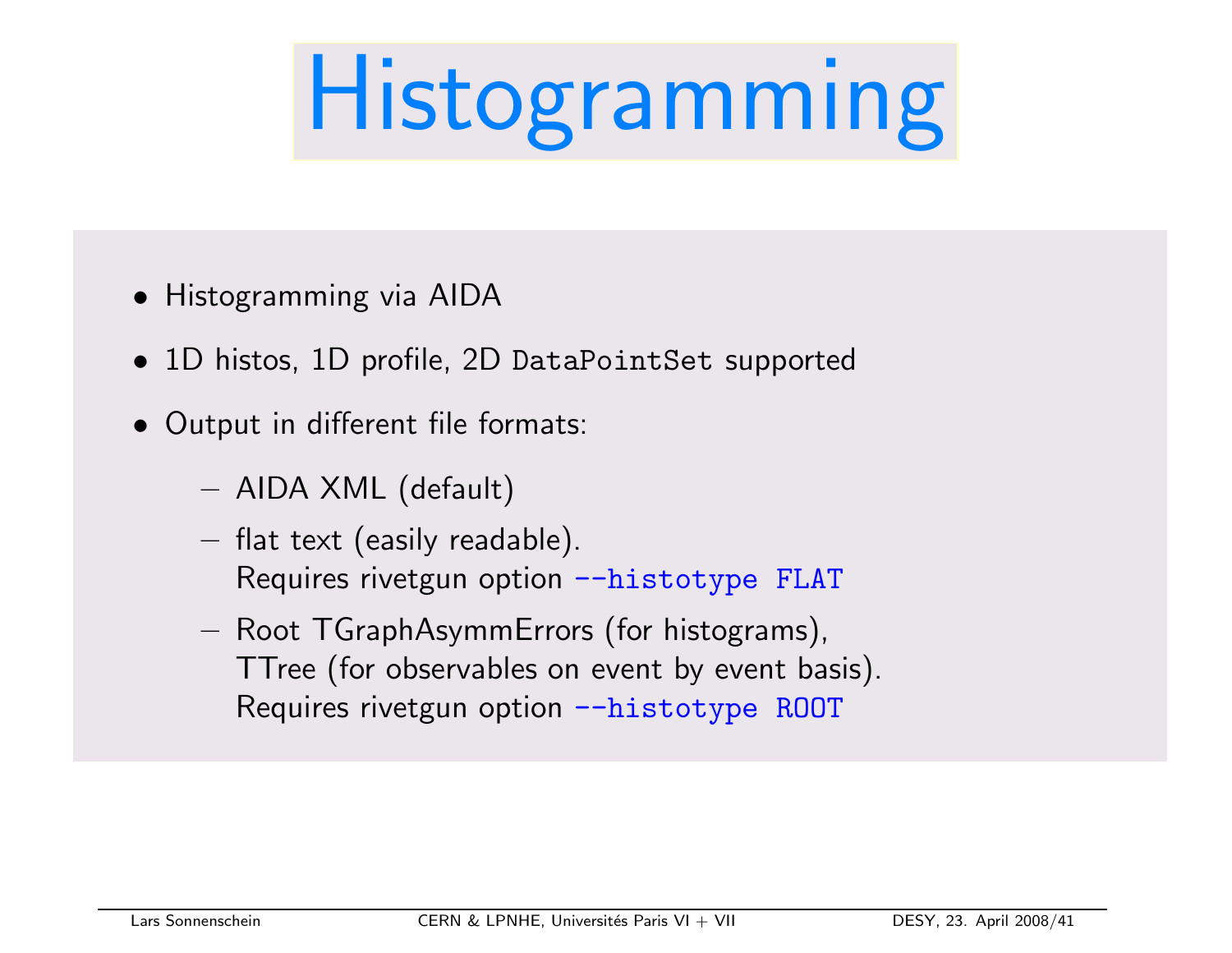# Histogramming

- Histogramming via AIDA
- 1D histos, 1D profile, 2D `DataPointSet` supported
- Output in different file formats:
  - AIDA XML (default)
  - flat text (easily readable). Requires rivetgun option `--histotype FLAT`
  - Root TGraphAsymmErrors (for histograms), TTree (for observables on event by event basis). Requires rivetgun option `--histotype ROOT`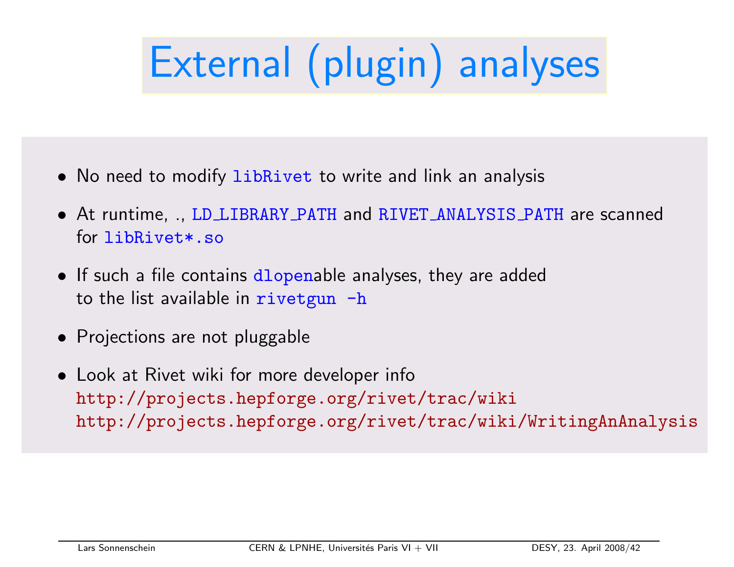# External (plugin) analyses

- No need to modify `libRivet` to write and link an analysis
- At runtime, ., `LD_LIBRARY_PATH` and `RIVET_ANALYSIS_PATH` are scanned for `libRivet*.so`
- If such a file contains `dlopen`able analyses, they are added to the list available in `rivetgun -h`
- Projections are not pluggable
- Look at Rivet wiki for more developer info
  http://projects.hepforge.org/rivet/trac/wiki
  http://projects.hepforge.org/rivet/trac/wiki/WritingAnAnalysis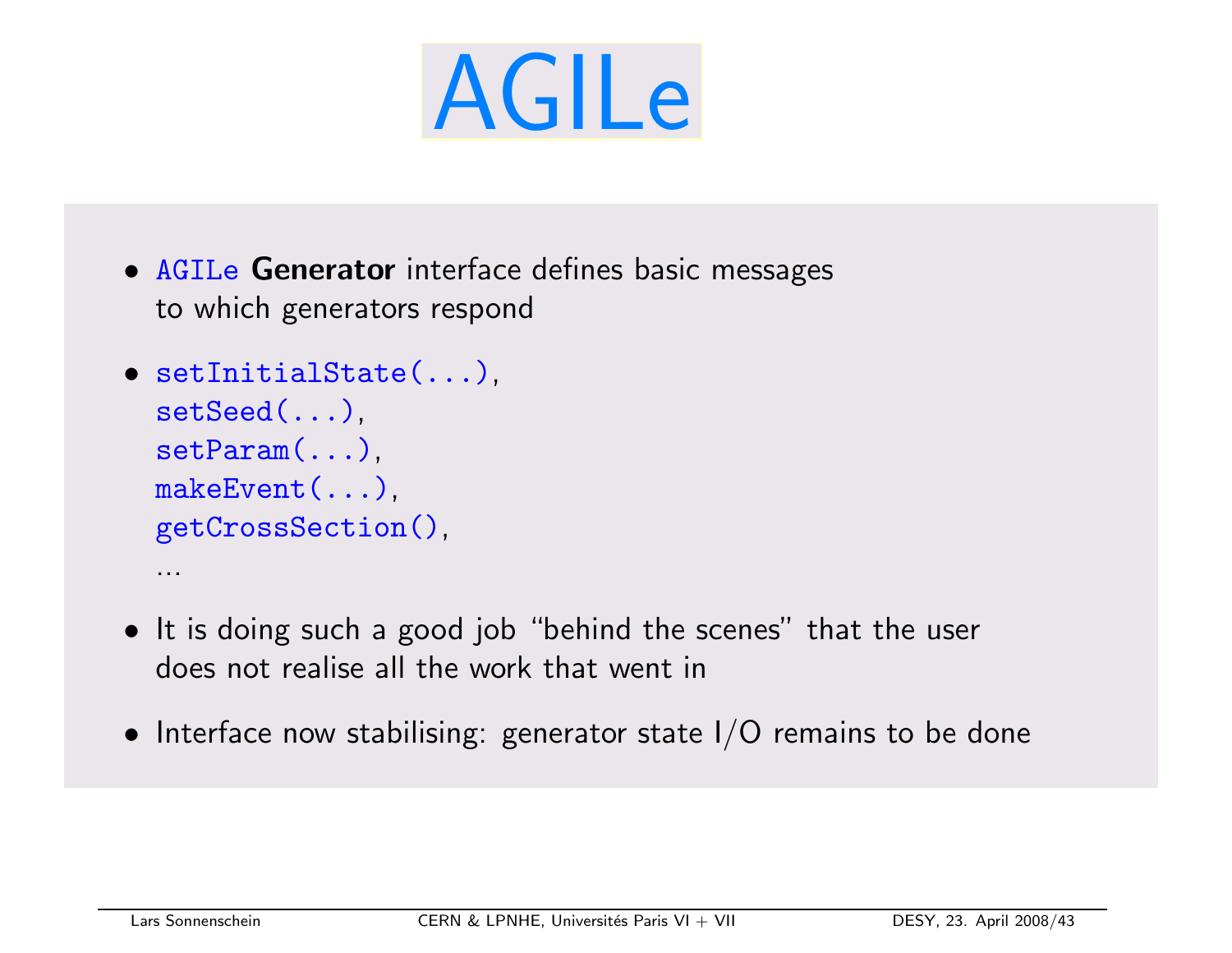# AGILe

- `AGILe` **Generator** interface defines basic messages to which generators respond
- `setInitialState(...)`, `setSeed(...)`, `setParam(...)`, `makeEvent(...)`, `getCrossSection()`, ...
- It is doing such a good job "behind the scenes" that the user does not realise all the work that went in
- Interface now stabilising: generator state I/O remains to be done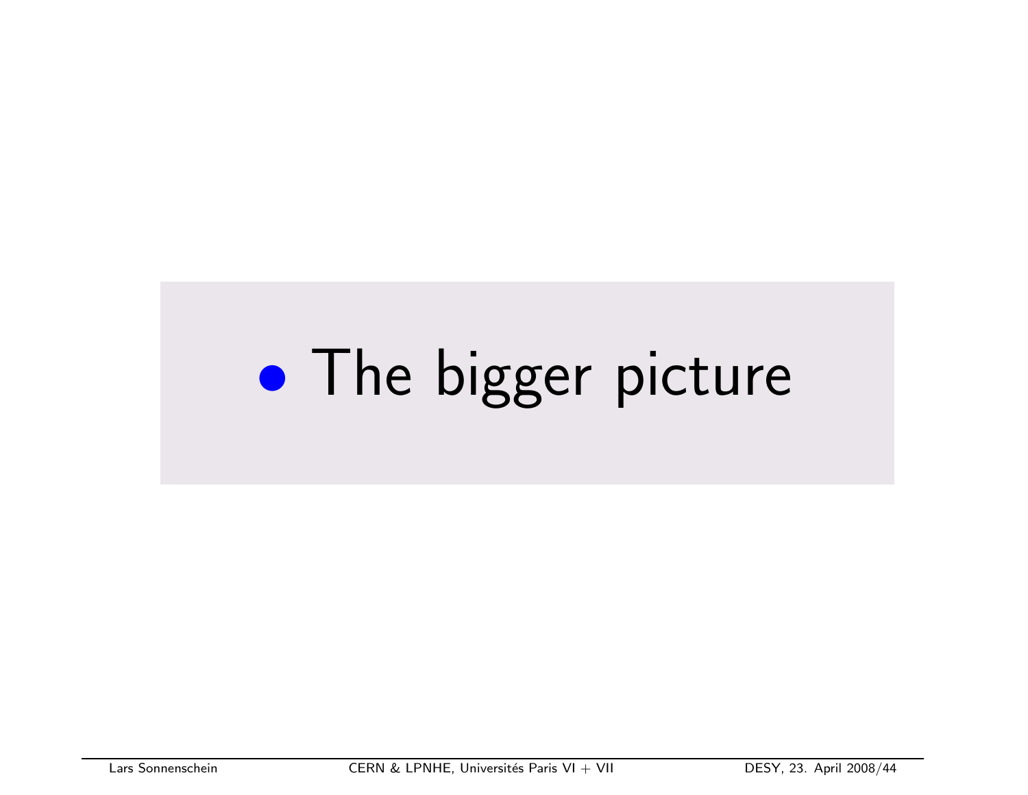- The bigger picture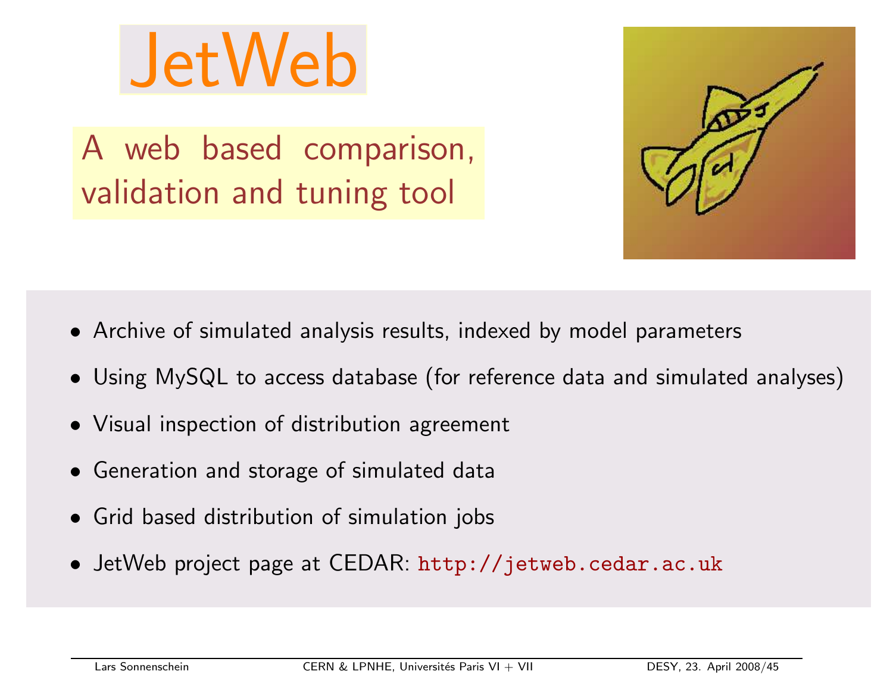# JetWeb

## A web based comparison, validation and tuning tool

- Archive of simulated analysis results, indexed by model parameters
- Using MySQL to access database (for reference data and simulated analyses)
- Visual inspection of distribution agreement
- Generation and storage of simulated data
- Grid based distribution of simulation jobs
- JetWeb project page at CEDAR: http://jetweb.cedar.ac.uk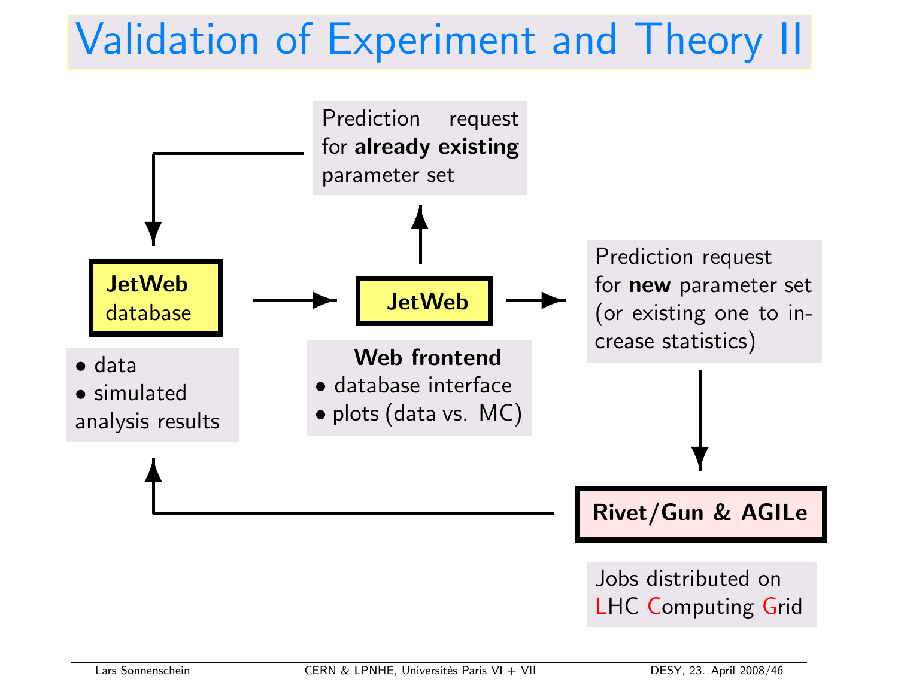# Validation of Experiment and Theory II

Prediction request for **already existing** parameter set

**JetWeb** database

- data
- simulated analysis results

**JetWeb**

**Web frontend**

- database interface
- plots (data vs. MC)

Prediction request for **new** parameter set (or existing one to increase statistics)

**Rivet/Gun & AGILe**

Jobs distributed on LHC Computing Grid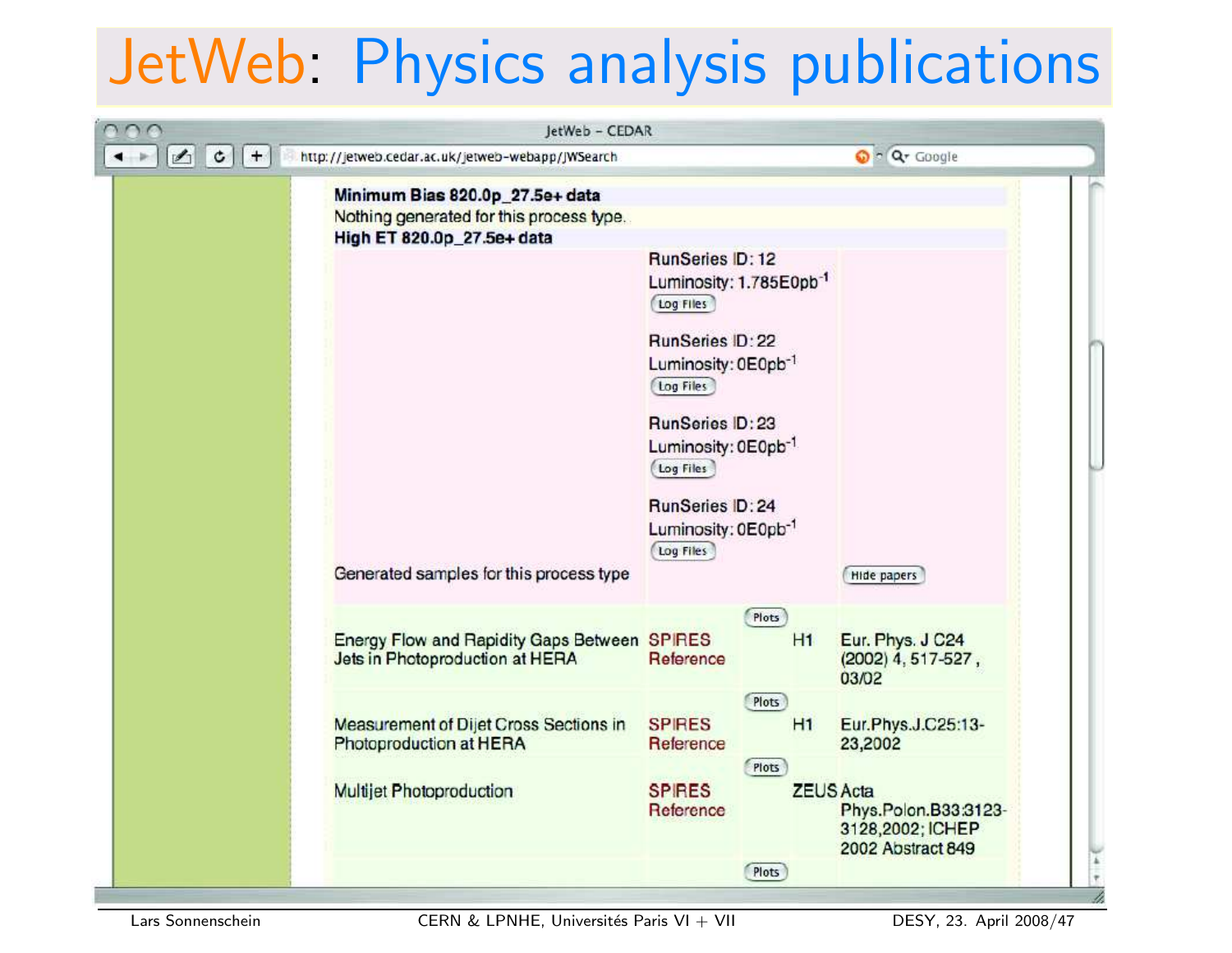# JetWeb: Physics analysis publications

JetWeb - CEDAR

http://jetweb.cedar.ac.uk/jetweb-webapp/JWSearch

**Minimum Bias 820.0p_27.5e+ data**

Nothing generated for this process type.

**High ET 820.0p_27.5e+ data**

RunSeries ID: 12
Luminosity: 1.785E0pb$^{-1}$
Log Files

RunSeries ID: 22
Luminosity: 0E0pb$^{-1}$
Log Files

RunSeries ID: 23
Luminosity: 0E0pb$^{-1}$
Log Files

RunSeries ID: 24
Luminosity: 0E0pb$^{-1}$
Log Files

Generated samples for this process type — Hide papers

| Title | Reference | Plots | Experiment | Publication |
|---|---|---|---|---|
| Energy Flow and Rapidity Gaps Between Jets in Photoproduction at HERA | SPIRES Reference | Plots | H1 | Eur. Phys. J C24 (2002) 4, 517-527 , 03/02 |
| Measurement of Dijet Cross Sections in Photoproduction at HERA | SPIRES Reference | Plots | H1 | Eur.Phys.J.C25:13-23,2002 |
| Multijet Photoproduction | SPIRES Reference | Plots | ZEUS | Acta Phys.Polon.B33:3123-3128,2002; ICHEP 2002 Abstract 849 |
| | | Plots | | |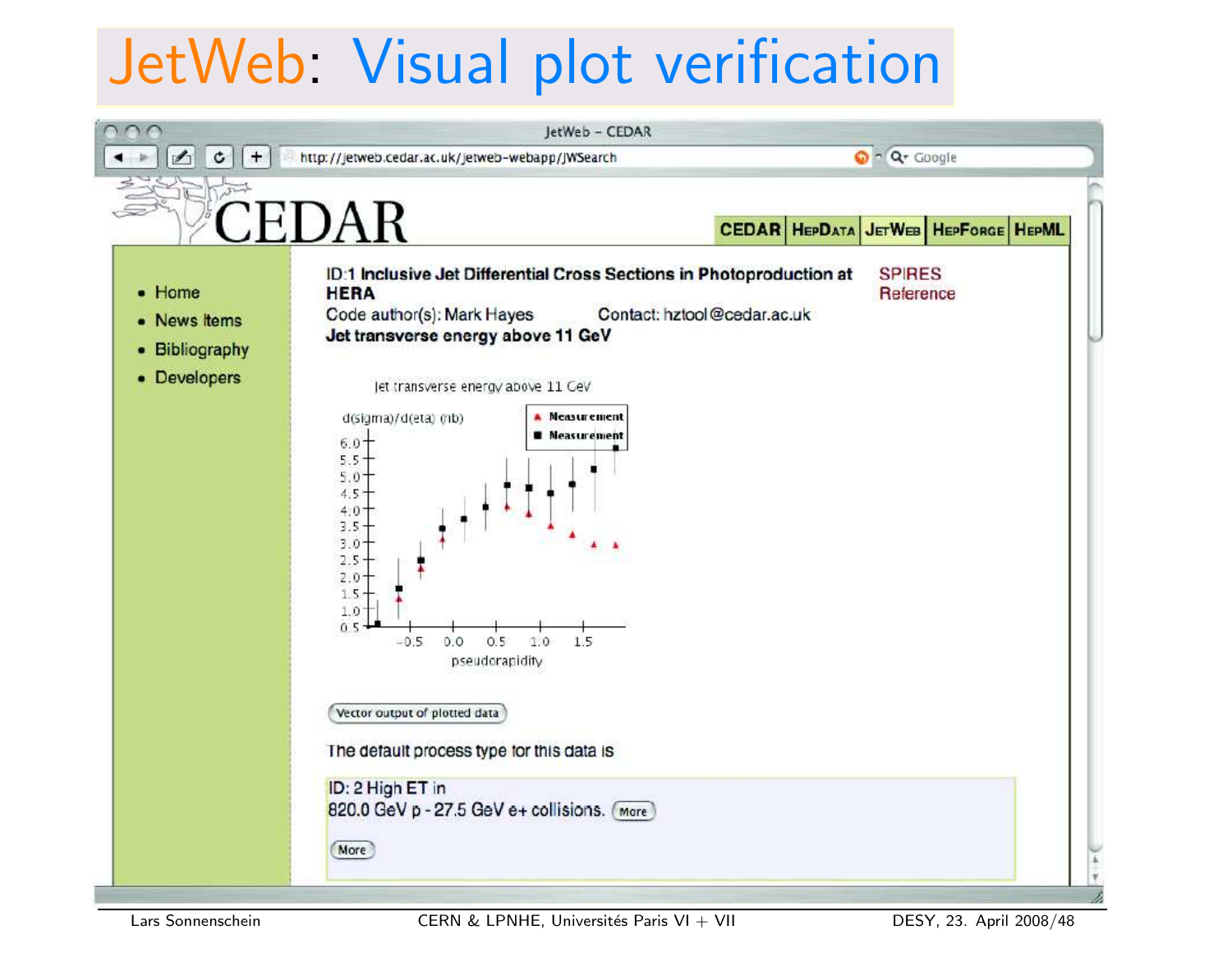# JetWeb: Visual plot verification

JetWeb - CEDAR

http://jetweb.cedar.ac.uk/jetweb-webapp/JWSearch

CEDAR

CEDAR | HEPDATA | JETWEB | HEPFORGE | HEPML

- Home
- News Items
- Bibliography
- Developers

**ID:1 Inclusive Jet Differential Cross Sections in Photoproduction at HERA**

SPIRES Reference

Code author(s): Mark Hayes

Contact: hztool@cedar.ac.uk

**Jet transverse energy above 11 GeV**

Jet transverse energy above 11 GeV

d(sigma)/d(eta) (nb)

▲ Measurement
■ Measurement

pseudorapidity

Vector output of plotted data

The default process type for this data is

ID: 2 High ET in
820.0 GeV p - 27.5 GeV e+ collisions. More

More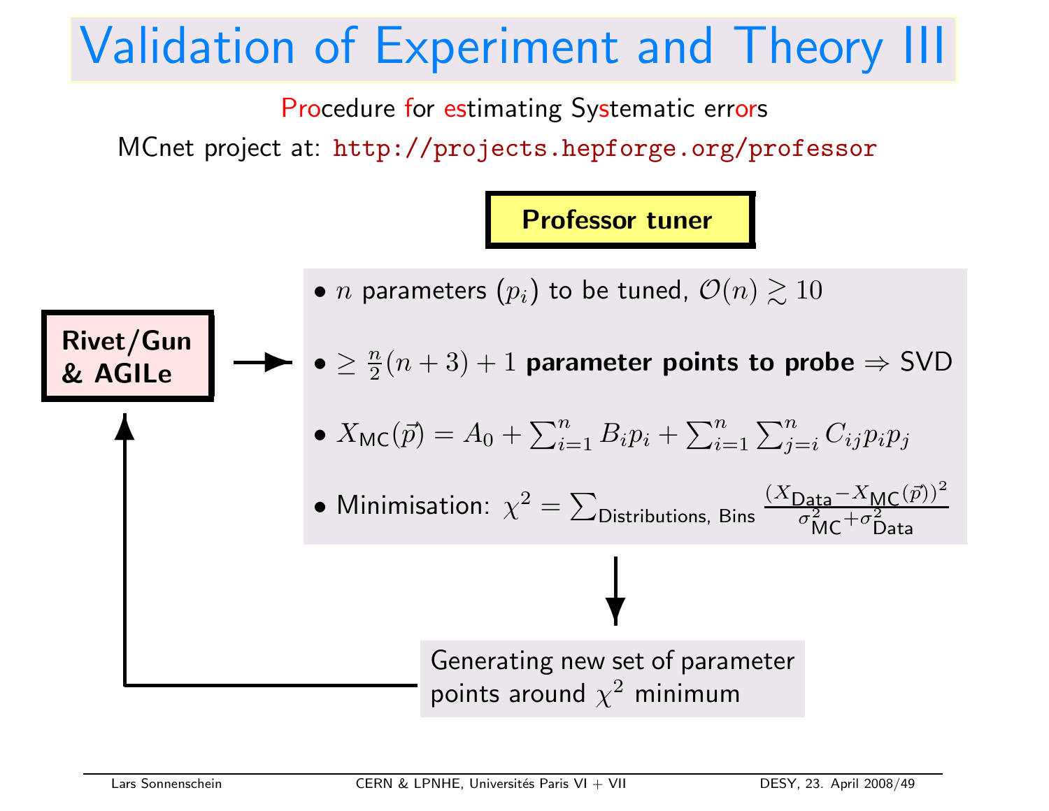# Validation of Experiment and Theory III

Procedure for estimating Systematic errors

MCnet project at: http://projects.hepforge.org/professor

**Professor tuner**

**Rivet/Gun & AGILe**

- $n$ parameters $(p_i)$ to be tuned, $\mathcal{O}(n) \gtrsim 10$
- $\geq \frac{n}{2}(n+3)+1$ **parameter points to probe** $\Rightarrow$ SVD
- $X_{\mathsf{MC}}(\vec{p}) = A_0 + \sum_{i=1}^{n} B_i p_i + \sum_{i=1}^{n} \sum_{j=i}^{n} C_{ij} p_i p_j$
- Minimisation: $\chi^2 = \sum_{\text{Distributions, Bins}} \frac{(X_{\text{Data}} - X_{\text{MC}}(\vec{p}))^2}{\sigma^2_{\text{MC}} + \sigma^2_{\text{Data}}}$

Generating new set of parameter points around $\chi^2$ minimum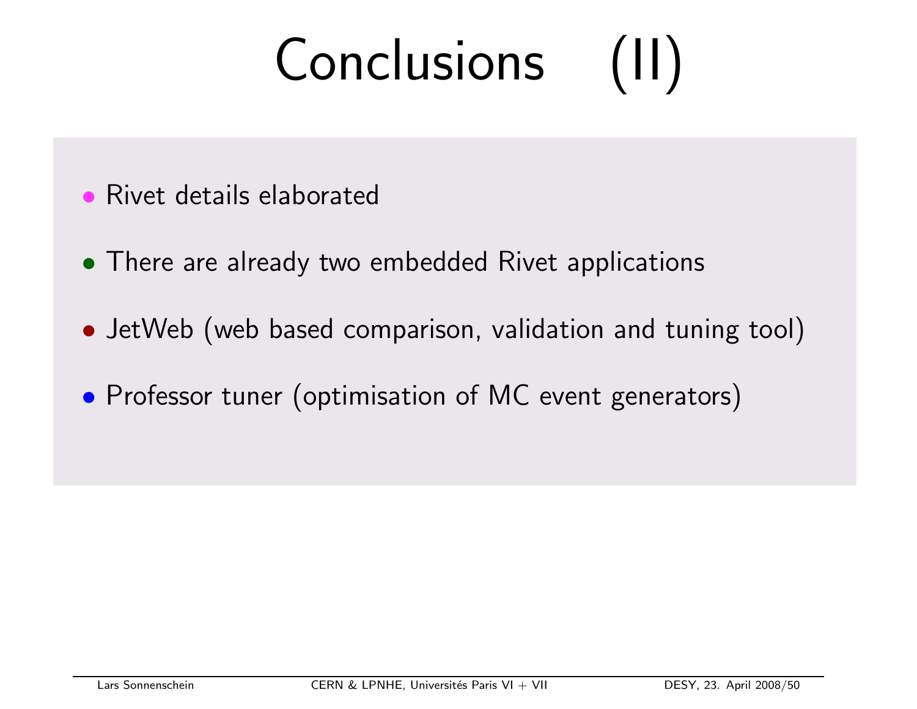# Conclusions (II)

- Rivet details elaborated
- There are already two embedded Rivet applications
- JetWeb (web based comparison, validation and tuning tool)
- Professor tuner (optimisation of MC event generators)